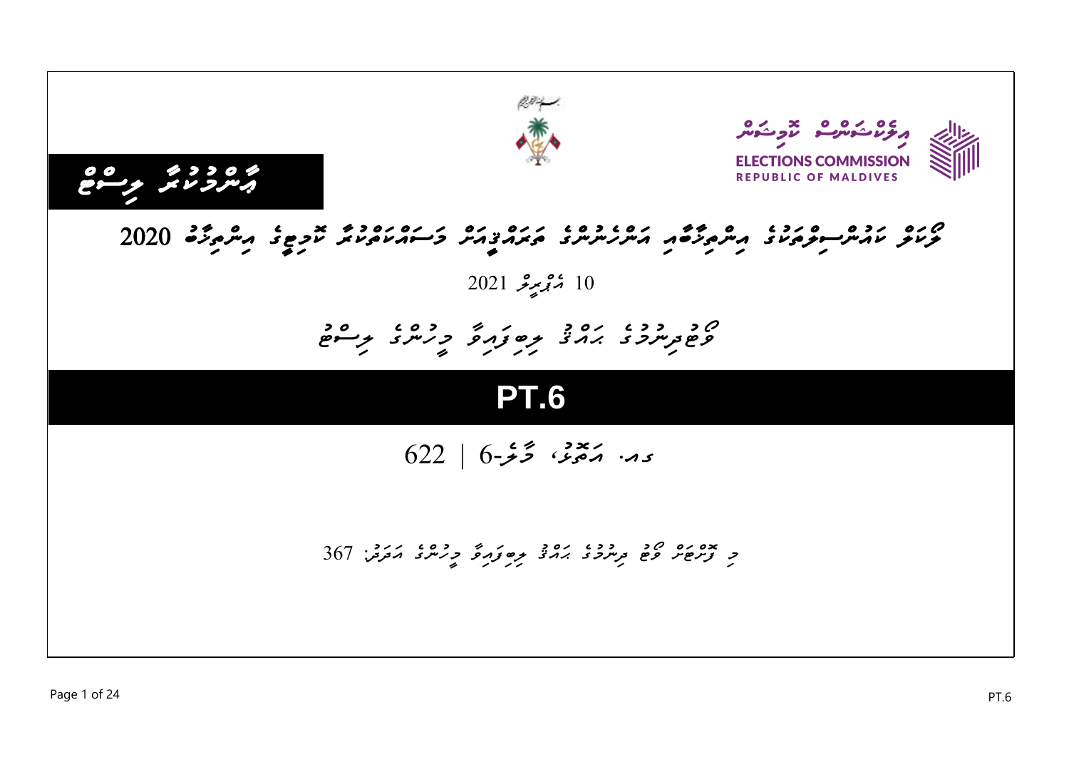ދިވެހިރާއްޖޭގެ އިންތިޚާބާތު ކޮމިޝަން

ELECTIONS COMMISSION
REPUBLIC OF MALDIVES

އާންމުކުރާ ލިސްޓު

# ލޯކަލް ކައުންސިލްތަކުގެ އިންތިޚާބާއި އަންހެނުންގެ ތަރައްޤީއަށް މަސައްކަތްކުރާ ކޮމިޓީގެ އިންތިޚާބު 2020

10 އެޕްރީލް 2021

## ވޯޓުދިނުމުގެ ޙައްޤު ލިބިފައިވާ މީހުންގެ ލިސްޓު

# PT.6

ގއ. އަތޮޅު، މާމެދު-6 | 622

މި ފޮތުގައި ވޯޓު ދިނުމުގެ ޙައްޤު ލިބިފައިވާ މީހުންގެ އަދަދު: 367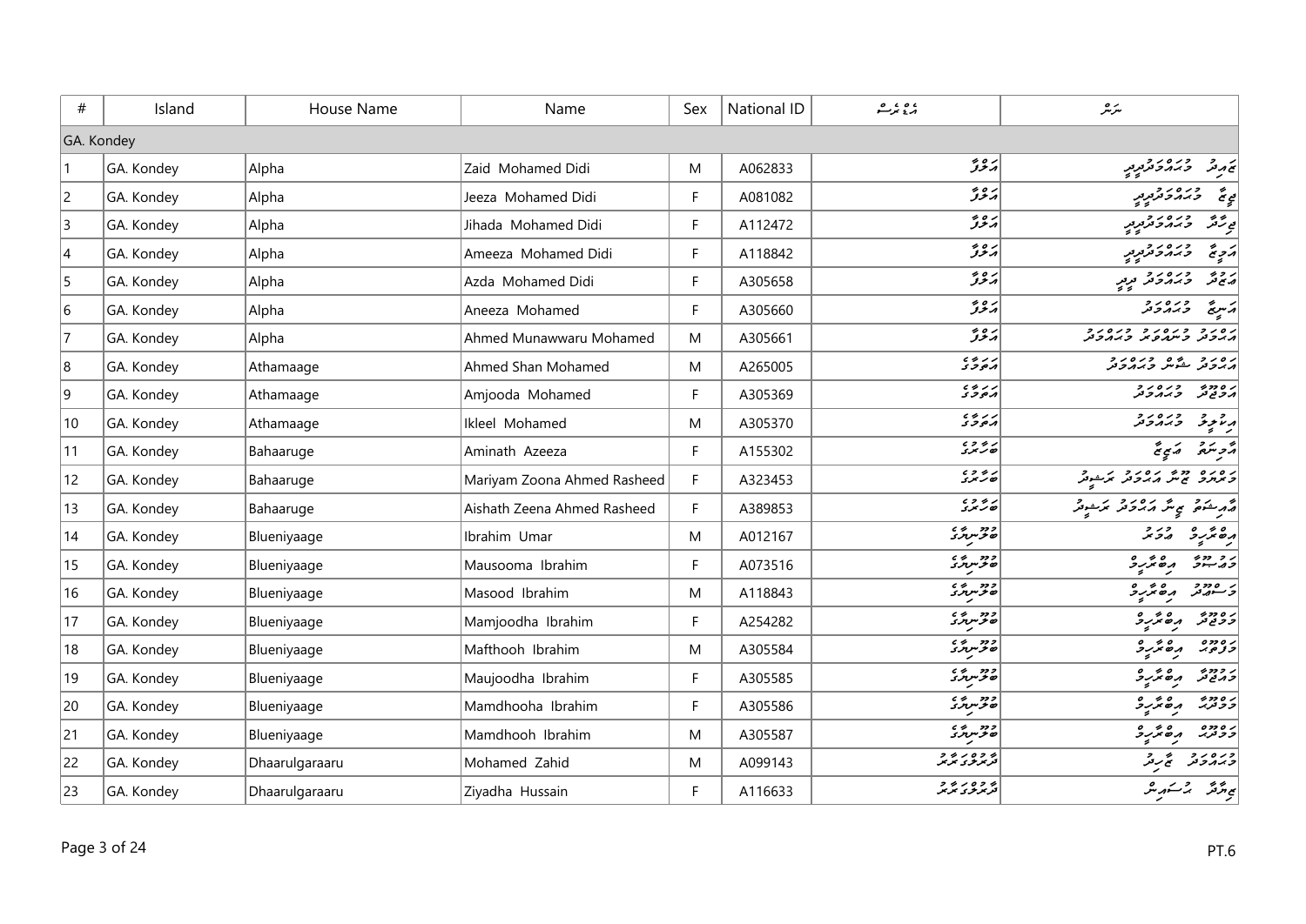| # | Island | House Name | Name | Sex | National ID | ގެއުގެ ނަން | ނަން |
|---|---|---|---|---|---|---|---|
| GA. Kondey | | | | | | | |
| 1 | GA. Kondey | Alpha | Zaid Mohamed Didi | M | A062833 | އަލްފާ | ޒައިދު މުހައްމަދުދީދީ |
| 2 | GA. Kondey | Alpha | Jeeza Mohamed Didi | F | A081082 | އަލްފާ | ޖީޒާ މުހައްމަދުދީދީ |
| 3 | GA. Kondey | Alpha | Jihada Mohamed Didi | F | A112472 | އަލްފާ | ޖިހާދާ މުހައްމަދުދީދީ |
| 4 | GA. Kondey | Alpha | Ameeza Mohamed Didi | F | A118842 | އަލްފާ | އަމީޒާ މުހައްމަދުދީދީ |
| 5 | GA. Kondey | Alpha | Azda Mohamed Didi | F | A305658 | އަލްފާ | އަޒްދާ މުހައްމަދު ދީދީ |
| 6 | GA. Kondey | Alpha | Aneeza Mohamed | F | A305660 | އަލްފާ | އަނީޒާ މުހައްމަދު |
| 7 | GA. Kondey | Alpha | Ahmed Munawwaru Mohamed | M | A305661 | އަލްފާ | އަހްމަދު މުނައްވަރު މުހައްމަދު |
| 8 | GA. Kondey | Athamaage | Ahmed Shan Mohamed | M | A265005 | އަތަމާގެ | އަހްމަދު ޝާން މުހައްމަދު |
| 9 | GA. Kondey | Athamaage | Amjooda Mohamed | F | A305369 | އަތަމާގެ | އަމްޖޫދާ މުހައްމަދު |
| 10 | GA. Kondey | Athamaage | Ikleel Mohamed | M | A305370 | އަތަމާގެ | އިކްލީލް މުހައްމަދު |
| 11 | GA. Kondey | Bahaaruge | Aminath Azeeza | F | A155302 | ބަހާރުގެ | އާމިނަތު އަޒީޒާ |
| 12 | GA. Kondey | Bahaaruge | Mariyam Zoona Ahmed Rasheed | F | A323453 | ބަހާރުގެ | މަރިޔަމް ޒޫނާ އަހްމަދު ރަޝީދު |
| 13 | GA. Kondey | Bahaaruge | Aishath Zeena Ahmed Rasheed | F | A389853 | ބަހާރުގެ | އާއިޝަތު ޒީނާ އަހްމަދު ރަޝީދު |
| 14 | GA. Kondey | Blueniyaage | Ibrahim Umar | M | A012167 | ބްލޫނިޔާގެ | އިބްރާހިމް އުމަރު |
| 15 | GA. Kondey | Blueniyaage | Mausooma Ibrahim | F | A073516 | ބްލޫނިޔާގެ | މައުސޫމާ އިބްރާހިމް |
| 16 | GA. Kondey | Blueniyaage | Masood Ibrahim | M | A118843 | ބްލޫނިޔާގެ | މަސްއޫދު އިބްރާހިމް |
| 17 | GA. Kondey | Blueniyaage | Mamjoodha Ibrahim | F | A254282 | ބްލޫނިޔާގެ | މަމްޖޫދާ އިބްރާހިމް |
| 18 | GA. Kondey | Blueniyaage | Mafthooh Ibrahim | M | A305584 | ބްލޫނިޔާގެ | މަފްތޫޙް އިބްރާހިމް |
| 19 | GA. Kondey | Blueniyaage | Maujoodha Ibrahim | F | A305585 | ބްލޫނިޔާގެ | މައުޖޫދާ އިބްރާހިމް |
| 20 | GA. Kondey | Blueniyaage | Mamdhooha Ibrahim | F | A305586 | ބްލޫނިޔާގެ | މަމްދޫޙާ އިބްރާހިމް |
| 21 | GA. Kondey | Blueniyaage | Mamdhooh Ibrahim | M | A305587 | ބްލޫނިޔާގެ | މަމްދޫޙް އިބްރާހިމް |
| 22 | GA. Kondey | Dhaarulgaraaru | Mohamed Zahid | M | A099143 |ދާރުލްގަރާރު | މުހައްމަދު ޒާހިދު |
| 23 | GA. Kondey | Dhaarulgaraaru | Ziyadha Hussain | F | A116633 | ދާރުލްގަރާރު | ޒިޔާދާ ހުސައިން |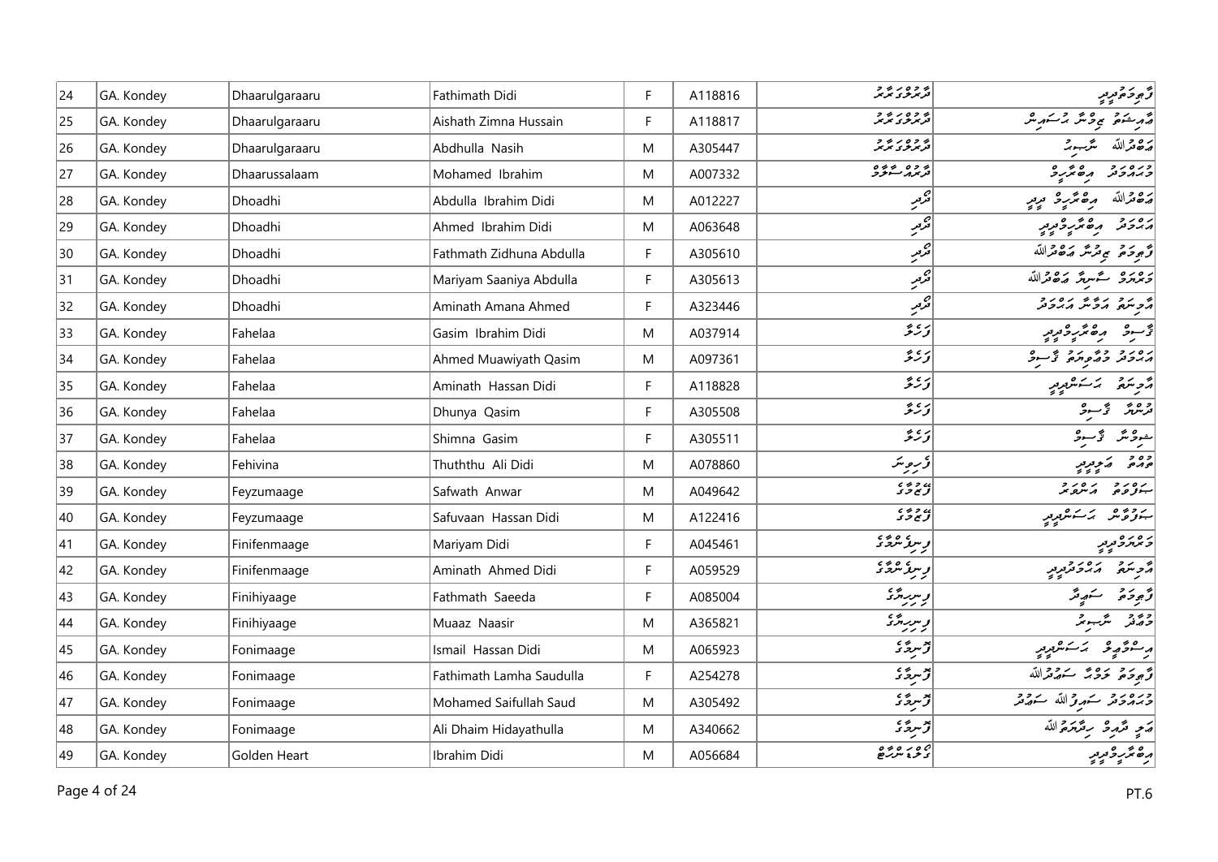| 24 | GA. Kondey | Dhaarulgaraaru | Fathimath Didi | F | A118816 | ދާރުލްގަރާރު | ފާތިމަތުދީދީ |
|---|---|---|---|---|---|---|---|
| 25 | GA. Kondey | Dhaarulgaraaru | Aishath Zimna Hussain | F | A118817 | ދާރުލްގަރާރު | އައިޝަތު ޒިމްނާ ހުސައިން |
| 26 | GA. Kondey | Dhaarulgaraaru | Abdhulla Nasih | M | A305447 | ދާރުލްގަރާރު | އަބްދުﷲ ނާސިހު |
| 27 | GA. Kondey | Dhaarussalaam | Mohamed Ibrahim | M | A007332 | ދާރުއްސަލާމް | މުހައްމަދު އިބްރާހީމް |
| 28 | GA. Kondey | Dhoadhi | Abdulla Ibrahim Didi | M | A012227 | ދޯދި | އަބްދުﷲ އިބްރާހީމް ދީދީ |
| 29 | GA. Kondey | Dhoadhi | Ahmed Ibrahim Didi | M | A063648 | ދޯދި | އަހްމަދު އިބްރާހީމްދީދީ |
| 30 | GA. Kondey | Dhoadhi | Fathmath Zidhuna Abdulla | F | A305610 | ދޯދި | ފާތިމަތު ޒިދުނާ އަބްދުﷲ |
| 31 | GA. Kondey | Dhoadhi | Mariyam Saaniya Abdulla | F | A305613 | ދޯދި | މަރިޔަމް ސާނިޔާ އަބްދުﷲ |
| 32 | GA. Kondey | Dhoadhi | Aminath Amana Ahmed | F | A323446 | ދޯދި | އާމިނަތު އަމާނާ އަހްމަދު |
| 33 | GA. Kondey | Fahelaa | Gasim Ibrahim Didi | M | A037914 | ފަހެލާ | ޤާސިމް އިބްރާހީމްދީދީ |
| 34 | GA. Kondey | Fahelaa | Ahmed Muawiyath Qasim | M | A097361 | ފަހެލާ | އަހްމަދު މުއާވިޔަތު ޤާސިމް |
| 35 | GA. Kondey | Fahelaa | Aminath Hassan Didi | F | A118828 | ފަހެލާ | އާމިނަތު ހަސަންދީދީ |
| 36 | GA. Kondey | Fahelaa | Dhunya Qasim | F | A305508 | ފަހެލާ | ދުންޔާ ޤާސިމް |
| 37 | GA. Kondey | Fahelaa | Shimna Gasim | F | A305511 | ފަހެލާ | ޝިމްނާ ޤާސިމް |
| 38 | GA. Kondey | Fehivina | Thuththu Ali Didi | M | A078860 | ފެހިވިނަ | ތުއްތު އަލިދީދީ |
| 39 | GA. Kondey | Feyzumaage | Safwath Anwar | M | A049642 | ފޭޒުމާގެ | ސަފްވަތު އަންވަރު |
| 40 | GA. Kondey | Feyzumaage | Safuvaan Hassan Didi | M | A122416 | ފޭޒުމާގެ | ސަފުވާން ހަސަންދީދީ |
| 41 | GA. Kondey | Finifenmaage | Mariyam Didi | F | A045461 | ފިނިފެންމާގެ | މަރިޔަމްދީދީ |
| 42 | GA. Kondey | Finifenmaage | Aminath Ahmed Didi | F | A059529 | ފިނިފެންމާގެ | އާމިނަތު އަހްމަދުދީދީ |
| 43 | GA. Kondey | Finihiyaage | Fathmath Saeeda | F | A085004 | ފިނިހިޔާގެ | ފާތިމަތު ސައީދާ |
| 44 | GA. Kondey | Finihiyaage | Muaaz Naasir | M | A365821 | ފިނިހިޔާގެ | މުޢާޒު ނާސިރު |
| 45 | GA. Kondey | Fonimaage | Ismail Hassan Didi | M | A065923 | ފޮނިމާގެ | އިސްމާއީލް ހަސަންދީދީ |
| 46 | GA. Kondey | Fonimaage | Fathimath Lamha Saudulla | F | A254278 | ފޮނިމާގެ | ފާތިމަތު ލަމްހާ ސައުދުﷲ |
| 47 | GA. Kondey | Fonimaage | Mohamed Saifullah Saud | M | A305492 | ފޮނިމާގެ | މުހައްމަދު ސައިފުﷲ ސައުދު |
| 48 | GA. Kondey | Fonimaage | Ali Dhaim Hidayathulla | M | A340662 | ފޮނިމާގެ | އަލި ދާއިމް ހިދާޔަތުﷲ |
| 49 | GA. Kondey | Golden Heart | Ibrahim Didi | M | A056684 | ގޯލްޑަންހާޓް | އިބްރާހީމްދީދީ |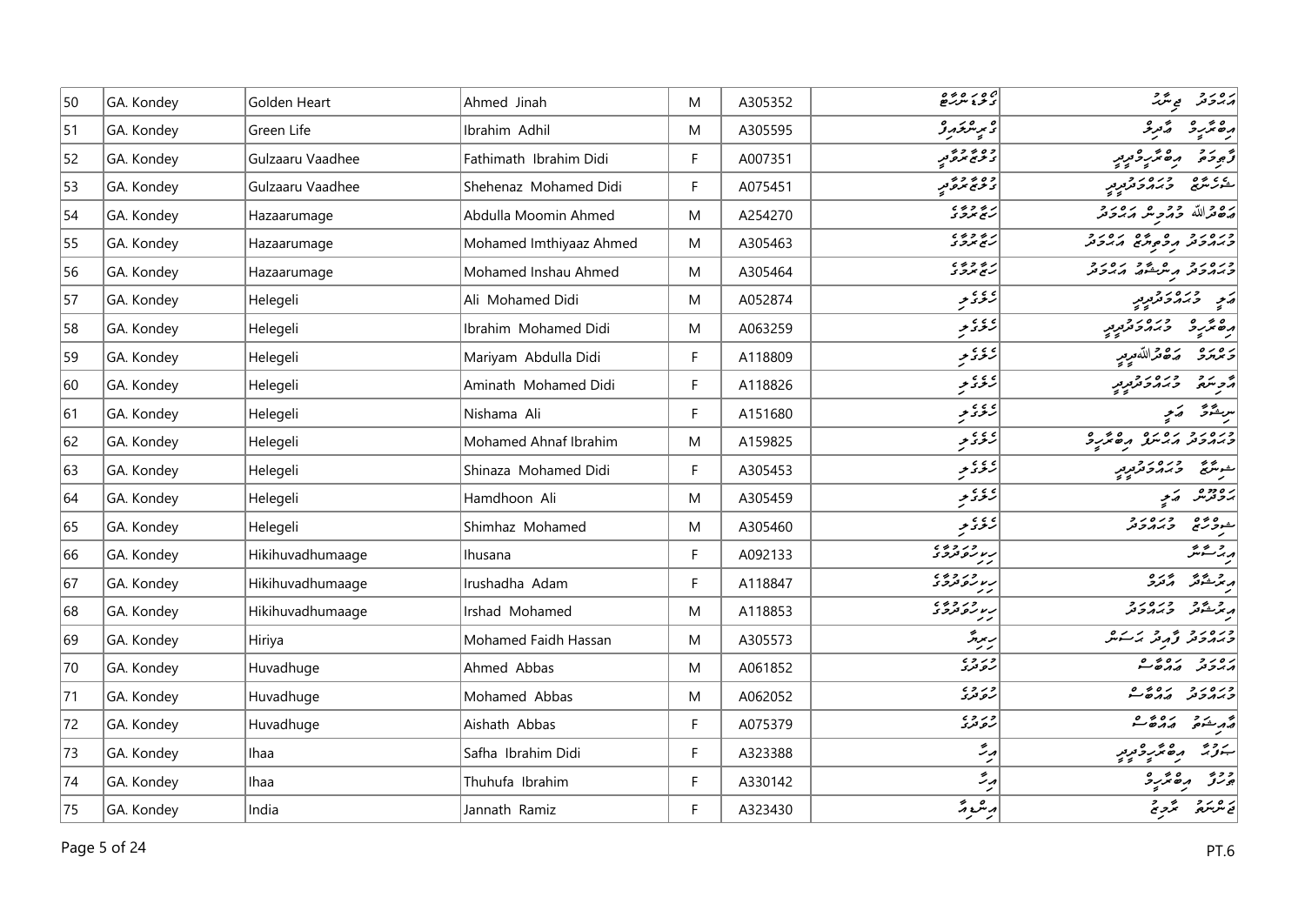| 50 | GA. Kondey | Golden Heart | Ahmed Jinah | M | A305352 | ގޯލްޑަންހާޓް | އަހުމަދު ޖިނާހް |
|---|---|---|---|---|---|---|---|
| 51 | GA. Kondey | Green Life | Ibrahim Adhil | M | A305595 | ގްރީންލައިފް | އިބްރާހީމް އާދިލް |
| 52 | GA. Kondey | Gulzaaru Vaadhee | Fathimath Ibrahim Didi | F | A007351 | ގުލްޒާރުވާދީ | ފާތިމަތު އިބްރާހީމްދީދީ |
| 53 | GA. Kondey | Gulzaaru Vaadhee | Shehenaz Mohamed Didi | F | A075451 | ގުލްޒާރުވާދީ | ޝެހެނާޒް މުޙައްމަދުދީދީ |
| 54 | GA. Kondey | Hazaarumage | Abdulla Moomin Ahmed | M | A254270 |ހަޒާރުމަގޭ | އަބްދުﷲ މޫމިން އަޙްމަދު |
| 55 | GA. Kondey | Hazaarumage | Mohamed Imthiyaaz Ahmed | M | A305463 | ހަޒާރުމަގޭ | މުޙައްމަދު އިމްތިޔާޒް އަޙްމަދު |
| 56 | GA. Kondey | Hazaarumage | Mohamed Inshau Ahmed | M | A305464 | ހަޒާރުމަގޭ | މުޙައްމަދު އިންޝާއު އަޙްމަދު |
| 57 | GA. Kondey | Helegeli | Ali Mohamed Didi | M | A052874 | ހެލެގެލި | އަލި މުޙައްމަދުދީދީ |
| 58 | GA. Kondey | Helegeli | Ibrahim Mohamed Didi | M | A063259 | ހެލެގެލި | އިބްރާހީމް މުޙައްމަދުދީދީ |
| 59 | GA. Kondey | Helegeli | Mariyam Abdulla Didi | F | A118809 | ހެލެގެލި | މަރިޔަމް އަބްދުﷲދީދީ |
| 60 | GA. Kondey | Helegeli | Aminath Mohamed Didi | F | A118826 | ހެލެގެލި | އާމިނަތު މުޙައްމަދުދީދީ |
| 61 | GA. Kondey | Helegeli | Nishama Ali | F | A151680 | ހެލެގެލި | ނިޝާމާ އަލި |
| 62 | GA. Kondey | Helegeli | Mohamed Ahnaf Ibrahim | M | A159825 | ހެލެގެލި | މުޙައްމަދު އަޙްނަފް އިބްރާހީމް |
| 63 | GA. Kondey | Helegeli | Shinaza Mohamed Didi | F | A305453 | ހެލެގެލި | ޝިނާޒާ މުޙައްމަދުދީދީ |
| 64 | GA. Kondey | Helegeli | Hamdhoon Ali | M | A305459 | ހެލެގެލި | ހަމްދޫން އަލި |
| 65 | GA. Kondey | Helegeli | Shimhaz Mohamed | M | A305460 | ހެލެގެލި | ޝިމްހާޒް މުޙައްމަދު |
| 66 | GA. Kondey | Hikihuvadhumaage | Ihusana | F | A092133 | ހިކިހުވަދުމާގެ | އިހުސާނާ |
| 67 | GA. Kondey | Hikihuvadhumaage | Irushadha Adam | F | A118847 | ހިކިހުވަދުމާގެ | އިރުޝާދާ އާދަމް |
| 68 | GA. Kondey | Hikihuvadhumaage | Irshad Mohamed | M | A118853 | ހިކިހުވަދުމާގެ | އިރުޝާދު މުޙައްމަދު |
| 69 | GA. Kondey | Hiriya | Mohamed Faidh Hassan | M | A305573 | ހިރިޔާ | މުޙައްމަދު ފާއިދު ޙަސަން |
| 70 | GA. Kondey | Huvadhuge | Ahmed Abbas | M | A061852 | ހުވަދުގެ | އަޙްމަދު އައްބާސް |
| 71 | GA. Kondey | Huvadhuge | Mohamed Abbas | M | A062052 | ހުވަދުގެ | މުޙައްމަދު އައްބާސް |
| 72 | GA. Kondey | Huvadhuge | Aishath Abbas | F | A075379 | ހުވަދުގެ | އާއިޝަތު އައްބާސް |
| 73 | GA. Kondey | Ihaa | Safha Ibrahim Didi | F | A323388 | އިހާ | ސަފްހާ އިބްރާހީމްދީދީ |
| 74 | GA. Kondey | Ihaa | Thuhufa Ibrahim | F | A330142 | އިހާ | ތުހުފާ އިބްރާހީމް |
| 75 | GA. Kondey | India | Jannath Ramiz | F | A323430 | އިންޑިއާ | ޖަންނަތު ރާމިޒް |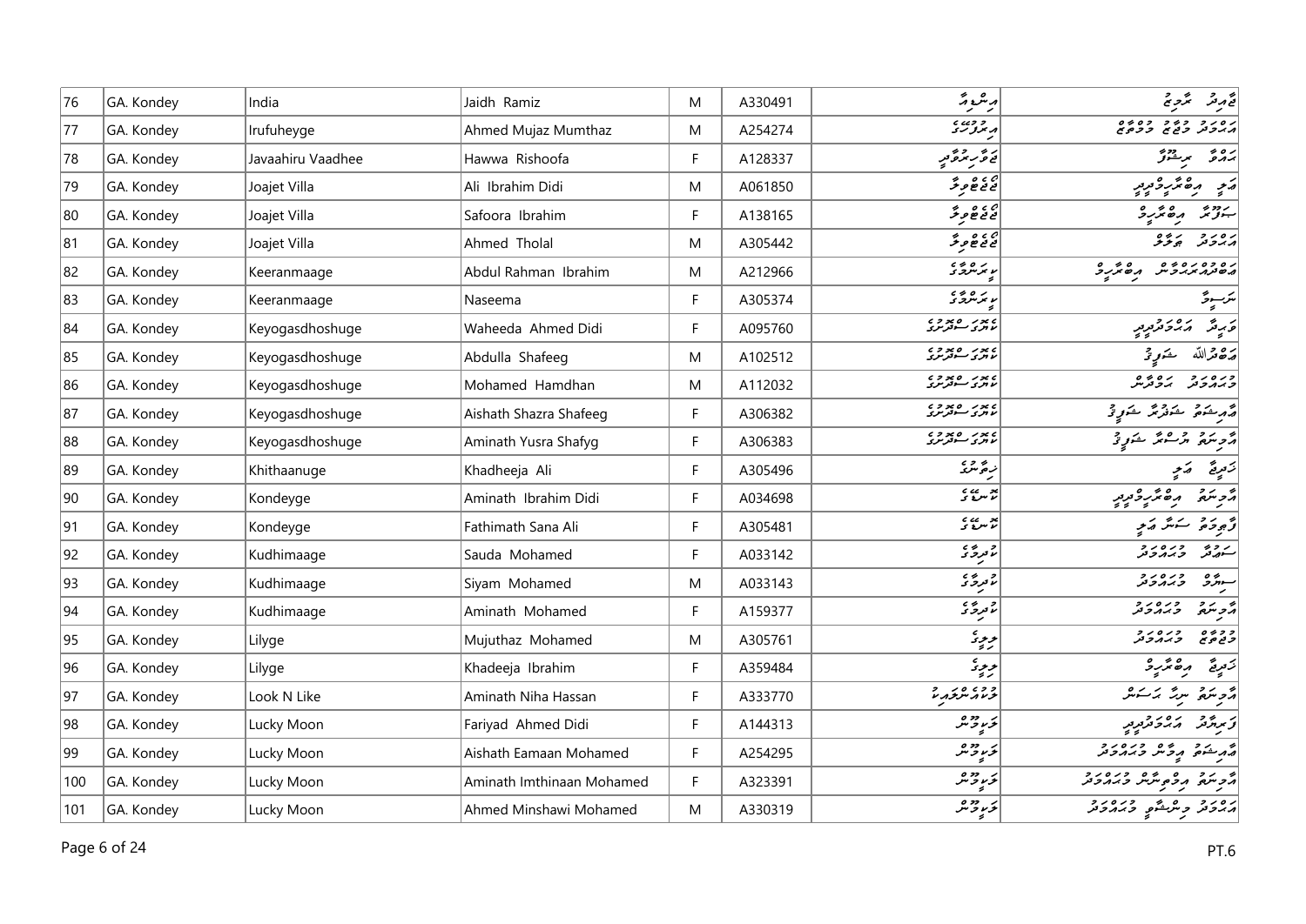| 76 | GA. Kondey | India | Jaidh Ramiz | M | A330491 | އިންޑިއާ | ޖާއިދު ރާމިޒް |
|---|---|---|---|---|---|---|---|
| 77 | GA. Kondey | Irufuheyge | Ahmed Mujaz Mumthaz | M | A254274 | އިރުފުހޭގެ | އަޙްމަދު މުޖާޒު މުމްތާޒު |
| 78 | GA. Kondey | Javaahiru Vaadhee | Hawwa Rishoofa | F | A128337 | ޖަވާހިރުވާދީ | ހައްވާ ރިޝޫފާ |
| 79 | GA. Kondey | Joajet Villa | Ali Ibrahim Didi | M | A061850 | ޖޯޖެޓްވިލާ | އަލި އިބްރާހީމްދީދީ |
| 80 | GA. Kondey | Joajet Villa | Safoora Ibrahim | F | A138165 | ޖޯޖެޓްވިލާ | ސަފޫރާ އިބްރާހީމް |
| 81 | GA. Kondey | Joajet Villa | Ahmed Tholal | M | A305442 | ޖޯޖެޓްވިލާ | އަޙްމަދު ތޮލާލް |
| 82 | GA. Kondey | Keeranmaage | Abdul Rahman Ibrahim | M | A212966 | ކީރަންމާގެ | އަބްދުއްރަޙްމާން އިބްރާހީމް |
| 83 | GA. Kondey | Keeranmaage | Naseema | F | A305374 | ކީރަންމާގެ | ނަސީމާ |
| 84 | GA. Kondey | Keyogasdhoshuge | Waheeda Ahmed Didi | F | A095760 | ކެޔޮގަސްދޮށުގެ | ވަހީދާ އަޙްމަދުދީދީ |
| 85 | GA. Kondey | Keyogasdhoshuge | Abdulla Shafeeg | M | A102512 | ކެޔޮގަސްދޮށުގެ | އަބްދުﷲ ޝަފީޤު |
| 86 | GA. Kondey | Keyogasdhoshuge | Mohamed Hamdhan | M | A112032 | ކެޔޮގަސްދޮށުގެ | މުޙައްމަދު ހަމްދާން |
| 87 | GA. Kondey | Keyogasdhoshuge | Aishath Shazra Shafeeg | F | A306382 | ކެޔޮގަސްދޮށުގެ | އައިޝަތު ޝަޒްރާ ޝަފީޤު |
| 88 | GA. Kondey | Keyogasdhoshuge | Aminath Yusra Shafyg | F | A306383 | ކެޔޮގަސްދޮށުގެ | އާމިނަތު ޔުސްރާ ޝަފީޤު |
| 89 | GA. Kondey | Khithaanuge | Khadheeja Ali | F | A305496 | ހިތާނުގެ | ޚަދީޖާ އަލި |
| 90 | GA. Kondey | Kondeyge | Aminath Ibrahim Didi | F | A034698 | ކޮނޑޭގެ | އާމިނަތު އިބްރާހީމްދީދީ |
| 91 | GA. Kondey | Kondeyge | Fathimath Sana Ali | F | A305481 | ކޮނޑޭގެ | ފާތިމަތު ސަނާ އަލި |
| 92 | GA. Kondey | Kudhimaage | Sauda Mohamed | F | A033142 | ކުދިމާގެ | ސައުދާ މުޙައްމަދު |
| 93 | GA. Kondey | Kudhimaage | Siyam Mohamed | M | A033143 | ކުދިމާގެ | ސިޔާމް މުޙައްމަދު |
| 94 | GA. Kondey | Kudhimaage | Aminath Mohamed | F | A159377 | ކުދިމާގެ | އާމިނަތު މުޙައްމަދު |
| 95 | GA. Kondey | Lilyge | Mujuthaz Mohamed | M | A305761 | ލިލީގެ | މުޖުތާޒު މުޙައްމަދު |
| 96 | GA. Kondey | Lilyge | Khadeeja Ibrahim | F | A359484 | ލިލީގެ | ޚަދީޖާ އިބްރާހީމް |
| 97 | GA. Kondey | Look N Like | Aminath Niha Hassan | F | A333770 | ލުކްއެންލައިކް | އާމިނަތު ނިހާ ހަސަން |
| 98 | GA. Kondey | Lucky Moon | Fariyad Ahmed Didi | F | A144313 | ލަކީމޫން | ފަރިޔާދު އަޙްމަދުދީދީ |
| 99 | GA. Kondey | Lucky Moon | Aishath Eamaan Mohamed | F | A254295 | ލަކީމޫން | އައިޝަތު އީމާން މުޙައްމަދު |
| 100 | GA. Kondey | Lucky Moon | Aminath Imthinaan Mohamed | F | A323391 | ލަކީމޫން | އާމިނަތު އިމްތިނާން މުޙައްމަދު |
| 101 | GA. Kondey | Lucky Moon | Ahmed Minshawi Mohamed | M | A330319 | ލަކީމޫން | އަޙްމަދު މިންޝާވީ މުޙައްމަދު |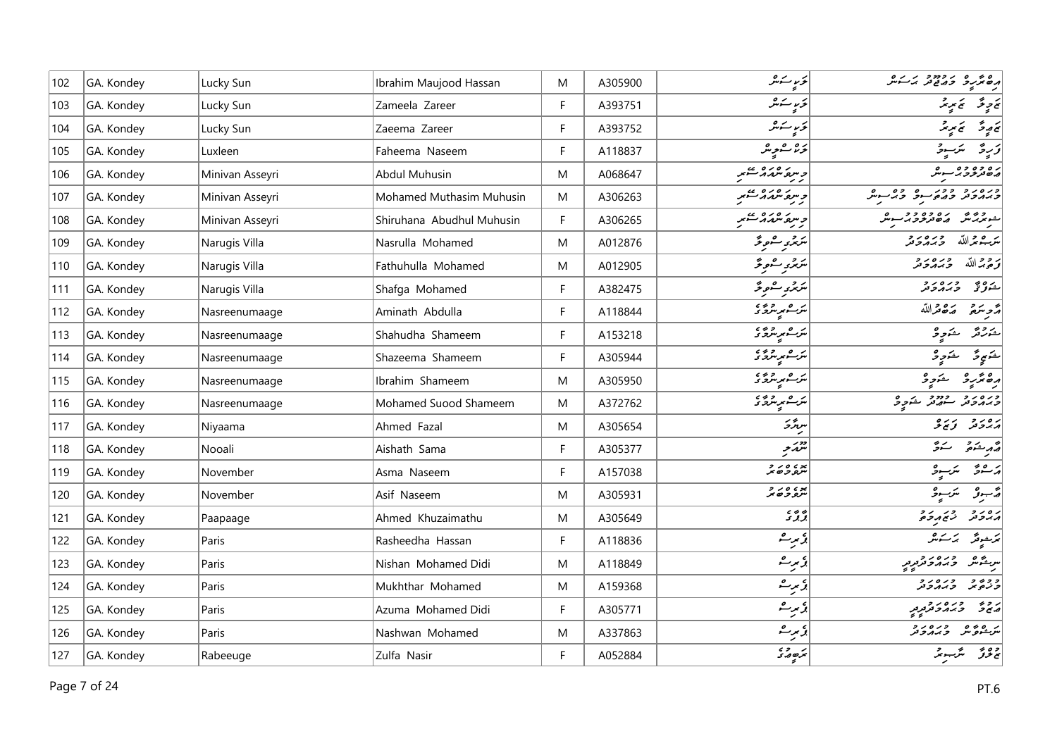| 102 | GA. Kondey | Lucky Sun | Ibrahim Maujood Hassan | M | A305900 | ئەرپەسەش | ﺭﺓﺗﺮﺭﻭ ﻭﻣﻘﻮﺭ ﺑﺮﺳﻨﺶ |
|---|---|---|---|---|---|---|---|
| 103 | GA. Kondey | Lucky Sun | Zameela Zareer | F | A393751 | ئەرپەسەش | ﺗﺠﻮﻗ ﺗﺠﻤﺮﻳﺮ |
| 104 | GA. Kondey | Lucky Sun | Zaeema Zareer | F | A393752 | ئەرپەسەش | ﺗﺠﻬﺮﻭﻗ ﺗﺠﻤﺮﻳﺮ |
| 105 | GA. Kondey | Luxleen | Faheema Naseem | F | A118837 | ﺋﺮﻣﻪﺷﻤﻮﻳﺮ | ﻗﺮﺭﻗ ﺳﺮﺳﻮﻭ |
| 106 | GA. Kondey | Minivan Asseyri | Abdul Muhusin | M | A068647 | ﻭﺳﺮﻭﺳﺮﻣﻪﺳﻤﻴﺮ | ﺭﻩﻗﺮﺭﻭﺭﺳﻮﺵ |
| 107 | GA. Kondey | Minivan Asseyri | Mohamed Muthasim Muhusin | M | A306263 | ﻭﺳﺮﻭﺳﺮﻣﻪﺳﻤﻴﺮ | ﻭﺭﻩﺭﻭ ﻭﻣﻮﺳﻮﻭ ﻭﺭﺳﻮﺵ |
| 108 | GA. Kondey | Minivan Asseyri | Shiruhana Abudhul Muhusin | F | A306265 | ﻭﺳﺮﻭﺳﺮﻣﻪﺳﻤﻴﺮ | ﺷﻮﺑﺮﺭﺵ ﺭﻩﻗﺮﺭﻭﺭﺳﻮﺵ |
| 109 | GA. Kondey | Narugis Villa | Nasrulla Mohamed | M | A012876 | ﺳﺮﺑﺮﻭﺳﻤﻮﻗ | ﺳﺮﺑﺴﻤﺮﺍﻟﻠﻪ ﻭﺭﻩﺭﻭﺭ |
| 110 | GA. Kondey | Narugis Villa | Fathuhulla Mohamed | M | A012905 | ﺳﺮﺑﺮﻭﺳﻤﻮﻗ | ﻭﻣﻮﺭﺍﻟﻠﻪ ﻭﺭﻩﺭﻭﺭ |
| 111 | GA. Kondey | Narugis Villa | Shafga Mohamed | F | A382475 | ﺳﺮﺑﺮﻭﺳﻤﻮﻗ | ﺷﻮﻭﻗ ﻭﺭﻩﺭﻭﺭ |
| 112 | GA. Kondey | Nasreenumaage | Aminath Abdulla | F | A118844 | ﺳﺮﺳﻤﻴﺮﺳﺮﻭﻗﻲ | ﻣﺮﻭﺳﺮﻭ ﺭﻩﻗﺮﺍﻟﻠﻪ |
| 113 | GA. Kondey | Nasreenumaage | Shahudha Shameem | F | A153218 | ﺳﺮﺳﻤﻴﺮﺳﺮﻭﻗﻲ | ﺷﻮﺭﻗﺮ ﺷﻮﻭﻭ |
| 114 | GA. Kondey | Nasreenumaage | Shazeema Shameem | F | A305944 | ﺳﺮﺳﻤﻴﺮﺳﺮﻭﻗﻲ | ﺷﻮﻳﻮﻗ ﺷﻮﻭﻭ |
| 115 | GA. Kondey | Nasreenumaage | Ibrahim Shameem | M | A305950 | ﺳﺮﺳﻤﻴﺮﺳﺮﻭﻗﻲ | ﺭﻩﻣﺮﺭﻭ ﺷﻮﻭﻭ |
| 116 | GA. Kondey | Nasreenumaage | Mohamed Suood Shameem | M | A372762 | ﺳﺮﺳﻤﻴﺮﺳﺮﻭﻗﻲ | ﻭﺭﻩﺭﻭﺭ ﺳﻮﻣﻮﺭ ﺷﻮﻭﻭ |
| 117 | GA. Kondey | Niyaama | Ahmed Fazal | M | A305654 | ﺳﺮﻣﺮﻭ | ﺭﺭﻭﺭ ﻭﺗﺠﻮ |
| 118 | GA. Kondey | Nooali | Aishath Sama | F | A305377 | ﺳﺮﻣﻮ | ﻣﺮﺷﻮﻭ ﺳﻮﻗ |
| 119 | GA. Kondey | November | Asma Naseem | F | A157038 | ﺳﺮﻭﻭﻩﺭ | ﺭﺳﻮﻗ ﺳﺮﺳﻮﻭ |
| 120 | GA. Kondey | November | Asif Naseem | M | A305931 | ﺳﺮﻭﻭﻩﺭ | ﻣﺮﺳﻮﻭ ﺳﺮﺳﻮﻭ |
| 121 | GA. Kondey | Paapaage | Ahmed Khuzaimathu | M | A305649 | ﻭﻭﻭ | ﺭﺭﻭﺭ ﺭﺗﺠﻤﺮﻭﻭ |
| 122 | GA. Kondey | Paris | Rasheedha Hassan | F | A118836 | ﻭﻳﺮﺳﻮ | ﺑﺮﺷﻮﻗﺮ ﺑﺮﺳﻨﺶ |
| 123 | GA. Kondey | Paris | Nishan Mohamed Didi | M | A118849 | ﻭﻳﺮﺳﻮ | ﺳﺮﺷﻮﺵ ﻭﺭﻩﺭﻭﺭﻭﺭﻳﺮ |
| 124 | GA. Kondey | Paris | Mukhthar Mohamed | M | A159368 | ﻭﻳﺮﺳﻮ | ﻭﻭﻭﺭ ﻭﺭﻩﺭﻭﺭ |
| 125 | GA. Kondey | Paris | Azuma Mohamed Didi | F | A305771 | ﻭﻳﺮﺳﻮ | ﺭﺗﺠﻮﻗ ﻭﺭﻩﺭﻭﺭﻭﺭﻳﺮ |
| 126 | GA. Kondey | Paris | Nashwan Mohamed | M | A337863 | ﻭﻳﺮﺳﻮ | ﺳﺮﺷﻮﻭﺵ ﻭﺭﻩﺭﻭﺭ |
| 127 | GA. Kondey | Rabeeuge | Zulfa Nasir | F | A052884 | ﺑﺮﻩﺭﻭﻭ | ﺗﺠﻮﻭﻗ ﺳﺮﺳﻮﺑﺮ |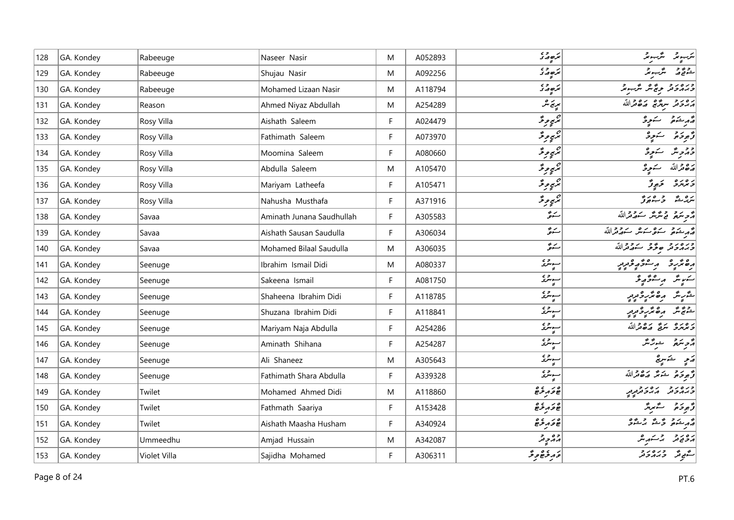| 128 | GA. Kondey | Rabeeuge | Naseer Nasir | M | A052893 | ރަބީއުގެ | ނަސީރު ނާސިރު |
|---|---|---|---|---|---|---|---|
| 129 | GA. Kondey | Rabeeuge | Shujau Nasir | M | A092256 | ރަބީއުގެ | ޝުޖާޢު ނާސިރު |
| 130 | GA. Kondey | Rabeeuge | Mohamed Lizaan Nasir | M | A118794 | ރަބީއުގެ | މުޙައްމަދު ލިޒާން ނާސިރު |
| 131 | GA. Kondey | Reason | Ahmed Niyaz Abdullah | M | A254289 | ރީޒަން | އަޙްމަދު ނިޔާޒް އަބްދުﷲ |
| 132 | GA. Kondey | Rosy Villa | Aishath Saleem | F | A024479 | ރޯޒީވިލާ | އައިޝަތު ސަލީމް |
| 133 | GA. Kondey | Rosy Villa | Fathimath Saleem | F | A073970 | ރޯޒީވިލާ | ފާތިމަތު ސަލީމް |
| 134 | GA. Kondey | Rosy Villa | Moomina Saleem | F | A080660 | ރޯޒީވިލާ | މޫމިނާ ސަލީމް |
| 135 | GA. Kondey | Rosy Villa | Abdulla Saleem | M | A105470 | ރޯޒީވިލާ | އަބްދުﷲ ސަލީމް |
| 136 | GA. Kondey | Rosy Villa | Mariyam Latheefa | F | A105471 | ރޯޒީވިލާ | މަރިޔަމް ލަޠީފާ |
| 137 | GA. Kondey | Rosy Villa | Nahusha Musthafa | F | A371916 | ރޯޒީވިލާ | ނަހުޝާ މުސްތަފާ |
| 138 | GA. Kondey | Savaa | Aminath Junana Saudhullah | F | A305583 | ސަވާ | އާމިނަތު ޖުނާނާ ސައުދުﷲ |
| 139 | GA. Kondey | Savaa | Aishath Sausan Saudulla | F | A306034 | ސަވާ | އައިޝަތު ސައުސަން ސައުދުﷲ |
| 140 | GA. Kondey | Savaa | Mohamed Bilaal Saudulla | M | A306035 | ސަވާ | މުޙައްމަދު ބިލާލް ސައުދުﷲ |
| 141 | GA. Kondey | Seenuge | Ibrahim Ismail Didi | M | A080337 | ސީނުގެ | އިބްރާހީމް އިސްމާއީލްދީދީ |
| 142 | GA. Kondey | Seenuge | Sakeena Ismail | F | A081750 | ސީނުގެ | ސަކީނާ އިސްމާއީލް |
| 143 | GA. Kondey | Seenuge | Shaheena Ibrahim Didi | F | A118785 | ސީނުގެ | ޝަހީނާ އިބްރާހީމްދީދީ |
| 144 | GA. Kondey | Seenuge | Shuzana Ibrahim Didi | F | A118841 | ސީނުގެ | ޝުޒާނާ އިބްރާހީމްދީދީ |
| 145 | GA. Kondey | Seenuge | Mariyam Naja Abdulla | F | A254286 | ސީނުގެ | މަރިޔަމް ނަޖާ އަބްދުﷲ |
| 146 | GA. Kondey | Seenuge | Aminath Shihana | F | A254287 | ސީނުގެ | އާމިނަތު ޝިހާނާ |
| 147 | GA. Kondey | Seenuge | Ali Shaneez | M | A305643 | ސީނުގެ | އަލީ ޝަނީޒް |
| 148 | GA. Kondey | Seenuge | Fathimath Shara Abdulla | F | A339328 | ސީނުގެ | ފާތިމަތު ޝަރާ އަބްދުﷲ |
| 149 | GA. Kondey | Twilet | Mohamed Ahmed Didi | M | A118860 | ޓްވައިލެޓް | މުޙައްމަދު އަޙްމަދުދީދީ |
| 150 | GA. Kondey | Twilet | Fathmath Saariya | F | A153428 | ޓްވައިލެޓް | ފާތިމަތު ސާރިޔާ |
| 151 | GA. Kondey | Twilet | Aishath Maasha Husham | F | A340924 | ޓްވައިލެޓް | އައިޝަތު މާޝާ ހުޝާމް |
| 152 | GA. Kondey | Ummeedhu | Amjad Hussain | M | A342087 | އުއްމީދު | އަމްޖަދު ހުސައިން |
| 153 | GA. Kondey | Violet Villa | Sajidha Mohamed | F | A306311 | ވައިލެޓްވިލާ | ސާޖިދާ މުޙައްމަދު |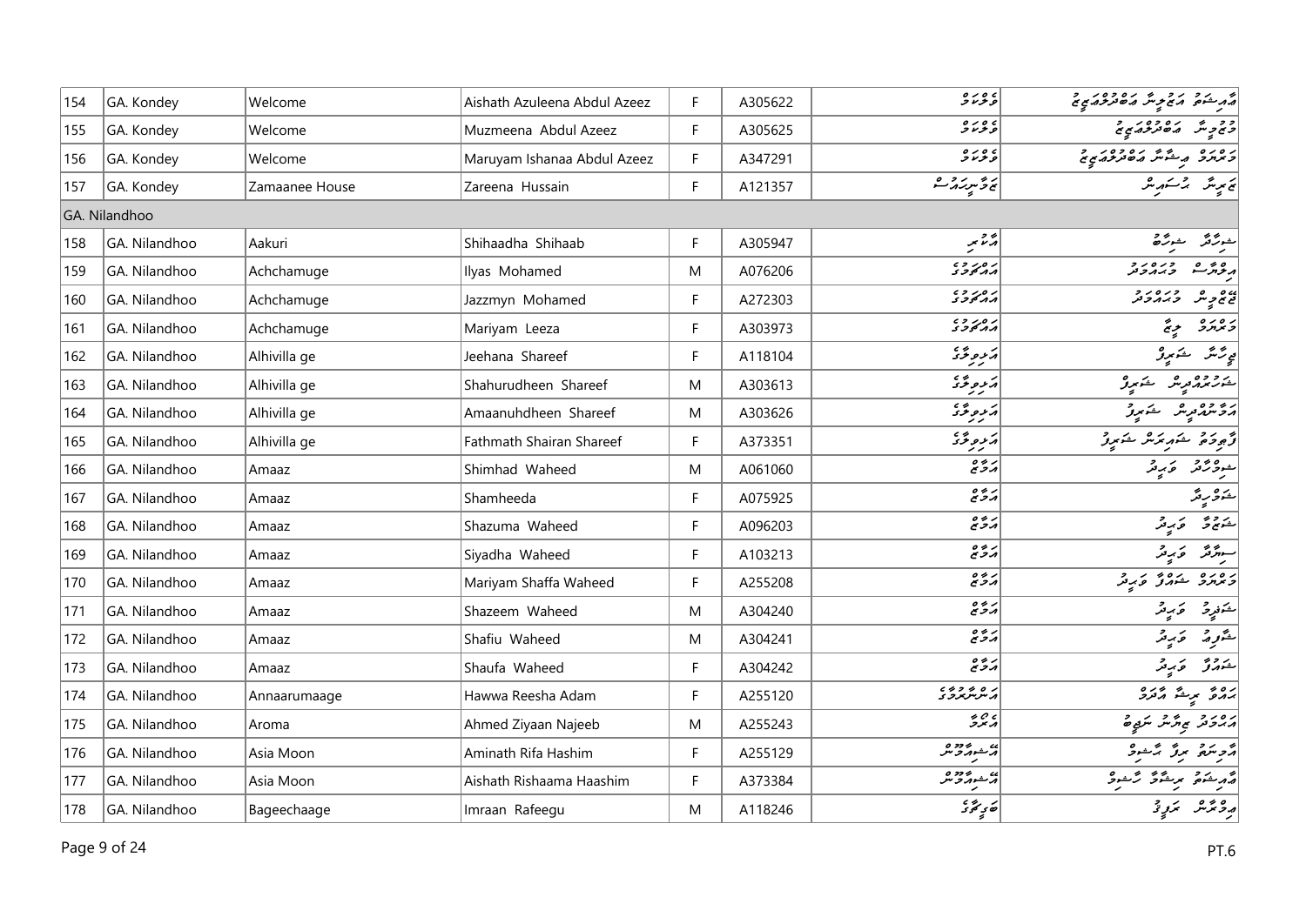| 154 | GA. Kondey | Welcome | Aishath Azuleena Abdul Azeez | F | A305622 | ވެލްކަމް | އައިޝަތު އަޒުލީނާ އަބްދުލްއަޒީޒު |
|---|---|---|---|---|---|---|---|
| 155 | GA. Kondey | Welcome | Muzmeena Abdul Azeez | F | A305625 | ވެލްކަމް | މުޒްމީނާ އަބްދުލްއަޒީޒު |
| 156 | GA. Kondey | Welcome | Maruyam Ishanaa Abdul Azeez | F | A347291 | ވެލްކަމް | މަރުޔަމް އިޝާނާ އަބްދުލްއަޒީޒު |
| 157 | GA. Kondey | Zamaanee House | Zareena Hussain | F | A121357 | ޒަމާނީހައުސް | ޒަރީނާ ހުސައިން |
| GA. Nilandhoo | | | | | | | |
| 158 | GA. Nilandhoo | Aakuri | Shihaadha Shihaab | F | A305947 | އާކުރި | ޝިހާދާ ޝިހާބު |
| 159 | GA. Nilandhoo | Achchamuge | Ilyas Mohamed | M | A076206 | އައްޗަމުގެ | އިލްޔާސް މުހައްމަދު |
| 160 | GA. Nilandhoo | Achchamuge | Jazzmyn Mohamed | F | A272303 | އައްޗަމުގެ | ޖަޒްމިން މުހައްމަދު |
| 161 | GA. Nilandhoo | Achchamuge | Mariyam Leeza | F | A303973 | އައްޗަމުގެ | މަރިޔަމް ލީޒާ |
| 162 | GA. Nilandhoo | Alhivilla ge | Jeehana Shareef | F | A118104 | އަލިވިލާގެ | ޖީހާނާ ޝަރީފު |
| 163 | GA. Nilandhoo | Alhivilla ge | Shahurudheen Shareef | M | A303613 | އަލިވިލާގެ | ޝަހުރުއްދީން ޝަރީފު |
| 164 | GA. Nilandhoo | Alhivilla ge | Amaanuhdheen Shareef | M | A303626 | އަލިވިލާގެ | އަމާނުއްދީން ޝަރީފު |
| 165 | GA. Nilandhoo | Alhivilla ge | Fathmath Shairan Shareef | F | A373351 | އަލިވިލާގެ | ފާތިމަތު ޝައިރަން ޝަރީފު |
| 166 | GA. Nilandhoo | Amaaz | Shimhad Waheed | M | A061060 | އަމާޒް | ޝިމްހާދު ވަހީދު |
| 167 | GA. Nilandhoo | Amaaz | Shamheeda | F | A075925 | އަމާޒް | ޝަމްހީދާ |
| 168 | GA. Nilandhoo | Amaaz | Shazuma Waheed | F | A096203 | އަމާޒް | ޝަޒުމާ ވަހީދު |
| 169 | GA. Nilandhoo | Amaaz | Siyadha Waheed | F | A103213 | އަމާޒް | ސިޔާދާ ވަހީދު |
| 170 | GA. Nilandhoo | Amaaz | Mariyam Shaffa Waheed | F | A255208 | އަމާޒް | މަރިޔަމް ޝައްފާ ވަހީދު |
| 171 | GA. Nilandhoo | Amaaz | Shazeem Waheed | M | A304240 | އަމާޒް | ޝަޒީމް ވަހީދު |
| 172 | GA. Nilandhoo | Amaaz | Shafiu Waheed | M | A304241 | އަމާޒް | ޝާފިއު ވަހީދު |
| 173 | GA. Nilandhoo | Amaaz | Shaufa Waheed | F | A304242 | އަމާޒް | ޝައުފާ ވަހީދު |
| 174 | GA. Nilandhoo | Annaarumaage | Hawwa Reesha Adam | F | A255120 | އަންނާރުމާގެ | ހައްވާ ރީޝާ އާދަމް |
| 175 | GA. Nilandhoo | Aroma | Ahmed Ziyaan Najeeb | M | A255243 | އަރޯމާ | އަހުމަދު ޒިޔާން ނަޖީބު |
| 176 | GA. Nilandhoo | Asia Moon | Aminath Rifa Hashim | F | A255129 | އޭޝިއާމޫން | އާމިނަތު ރިފާ ހާޝިމް |
| 177 | GA. Nilandhoo | Asia Moon | Aishath Rishaama Haashim | F | A373384 | އޭޝިއާމޫން | އައިޝަތު ރިޝާމާ ހާޝިމް |
| 178 | GA. Nilandhoo | Bageechaage | Imraan Rafeegu | M | A118246 | ބަގީޗާގެ | އިމްރާން ރަފީގު |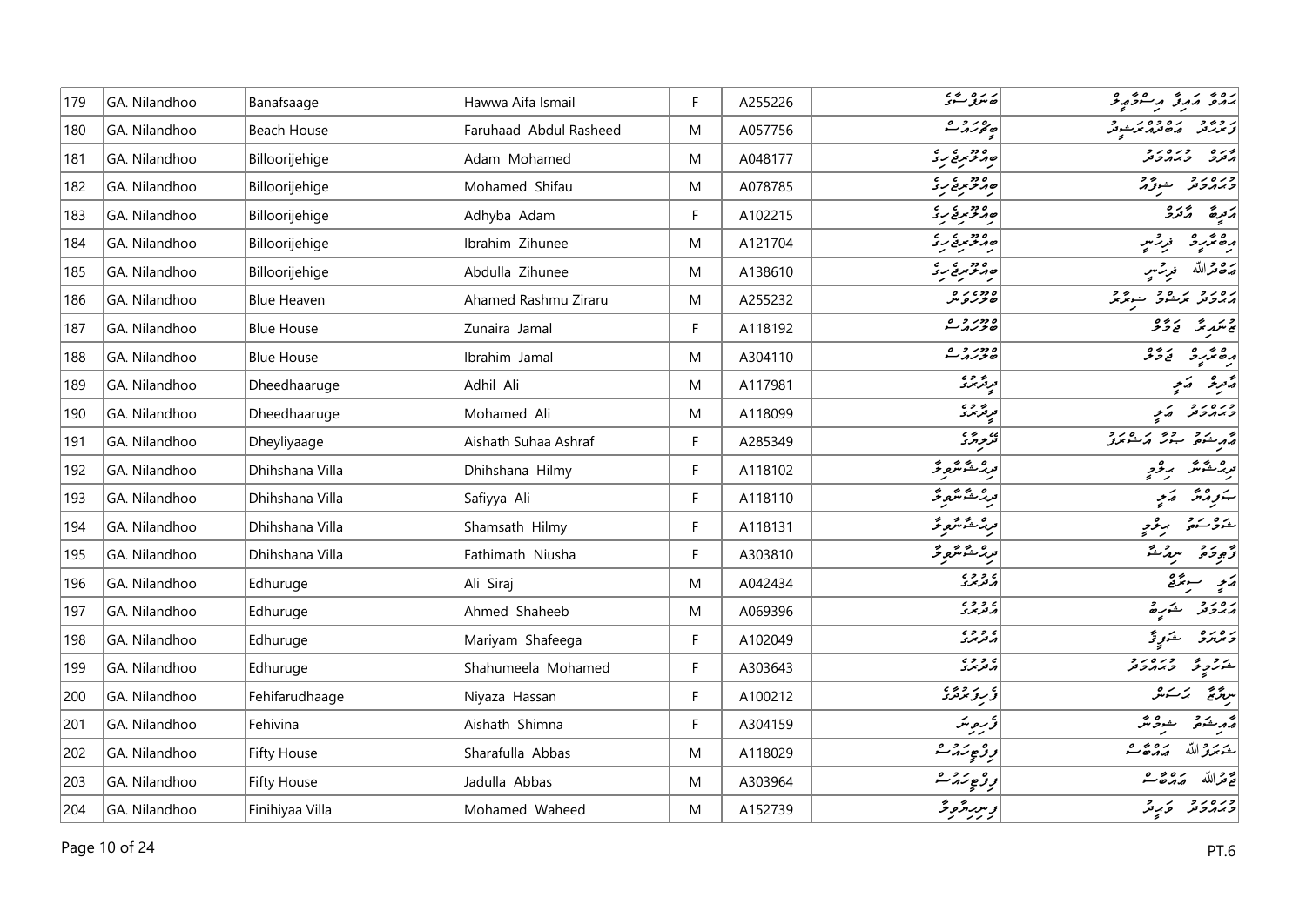| 179 | GA. Nilandhoo | Banafsaage | Hawwa Aifa Ismail | F | A255226 | ޅަނަފްސާގެ | ހައްވާ އައިފާ އިސްމާޢީލް |
|---|---|---|---|---|---|---|---|
| 180 | GA. Nilandhoo | Beach House | Faruhaad Abdul Rasheed | M | A057756 | ބީޗްހައުސް | ފަރުހާދު އަބްދުއްރަޝީދު |
| 181 | GA. Nilandhoo | Billoorijehige | Adam Mohamed | M | A048177 | ބިއްލޫރިޖެހިގެ | އާދަމް މުޙައްމަދު |
| 182 | GA. Nilandhoo | Billoorijehige | Mohamed Shifau | M | A078785 | ބިއްލޫރިޖެހިގެ | މުޙައްމަދު ޝިފާއު |
| 183 | GA. Nilandhoo | Billoorijehige | Adhyba Adam | F | A102215 | ބިއްލޫރިޖެހިގެ | އަދީބާ އާދަމް |
| 184 | GA. Nilandhoo | Billoorijehige | Ibrahim Zihunee | M | A121704 | ބިއްލޫރިޖެހިގެ | އިބްރާހީމް ޒިހުނީ |
| 185 | GA. Nilandhoo | Billoorijehige | Abdulla Zihunee | M | A138610 | ބިއްލޫރިޖެހިގެ | އަބްދުﷲ ޒިހުނީ |
| 186 | GA. Nilandhoo | Blue Heaven | Ahamed Rashmu Ziraru | M | A255232 | ބްލޫހެވަން | އަހްމަދު ރަޝްމު ޒިރާރު |
| 187 | GA. Nilandhoo | Blue House | Zunaira Jamal | F | A118192 | ބްލޫހައުސް | ޒުނައިރާ ޖަމާލް |
| 188 | GA. Nilandhoo | Blue House | Ibrahim Jamal | M | A304110 | ބްލޫހައުސް | އިބްރާހީމް ޖަމާލް |
| 189 | GA. Nilandhoo | Dheedhaaruge | Adhil Ali | M | A117981 | ދީދާރުގެ | އާދިލް އަލި |
| 190 | GA. Nilandhoo | Dheedhaaruge | Mohamed Ali | M | A118099 | ދީދާރުގެ | މުޙައްމަދު އަލި |
| 191 | GA. Nilandhoo | Dheyliyaage | Aishath Suhaa Ashraf | F | A285349 | ދޭލިޔާގެ | ޢާއިޝަތު ސުހާ އަޝްރަފް |
| 192 | GA. Nilandhoo | Dhihshana Villa | Dhihshana Hilmy | F | A118102 | ދިއްޝަނާވިލާ | ދިއްޝަނާ ހިލްމީ |
| 193 | GA. Nilandhoo | Dhihshana Villa | Safiyya Ali | F | A118110 | ދިއްޝަނާވިލާ | ޞަފިއްޔާ އަލި |
| 194 | GA. Nilandhoo | Dhihshana Villa | Shamsath Hilmy | F | A118131 | ދިއްޝަނާވިލާ | ޝަމްސަތު ހިލްމީ |
| 195 | GA. Nilandhoo | Dhihshana Villa | Fathimath Niusha | F | A303810 | ދިއްޝަނާވިލާ | ފާތިމަތު ނިއުޝާ |
| 196 | GA. Nilandhoo | Edhuruge | Ali Siraj | M | A042434 | އެދުރުގެ | އަލި ސިރާޖު |
| 197 | GA. Nilandhoo | Edhuruge | Ahmed Shaheeb | M | A069396 | އެދުރުގެ | އަޙްމަދު ޝަހީބު |
| 198 | GA. Nilandhoo | Edhuruge | Mariyam Shafeega | F | A102049 | އެދުރުގެ | މަރިޔަމް ޝަފީގާ |
| 199 | GA. Nilandhoo | Edhuruge | Shahumeela Mohamed | F | A303643 | އެދުރުގެ | ޝަހުމީލާ މުޙައްމަދު |
| 200 | GA. Nilandhoo | Fehifarudhaage | Niyaza Hassan | F | A100212 | ފެހިފަރުދާގެ | ނިޔާޒާ ޙަސަން |
| 201 | GA. Nilandhoo | Fehivina | Aishath Shimna | F | A304159 | ފެހިވިނަ | ޢާއިޝަތު ޝިމްނާ |
| 202 | GA. Nilandhoo | Fifty House | Sharafulla Abbas | M | A118029 | ފިފްޓީހައުސް | ޝަރަފުﷲ އައްބާސް |
| 203 | GA. Nilandhoo | Fifty House | Jadulla Abbas | M | A303964 | ފިފްޓީހައުސް | ޖާދުﷲ އައްބާސް |
| 204 | GA. Nilandhoo | Finihiyaa Villa | Mohamed Waheed | M | A152739 | ފިނިހިޔާވިލާ | މުޙައްމަދު ވަޙީދު |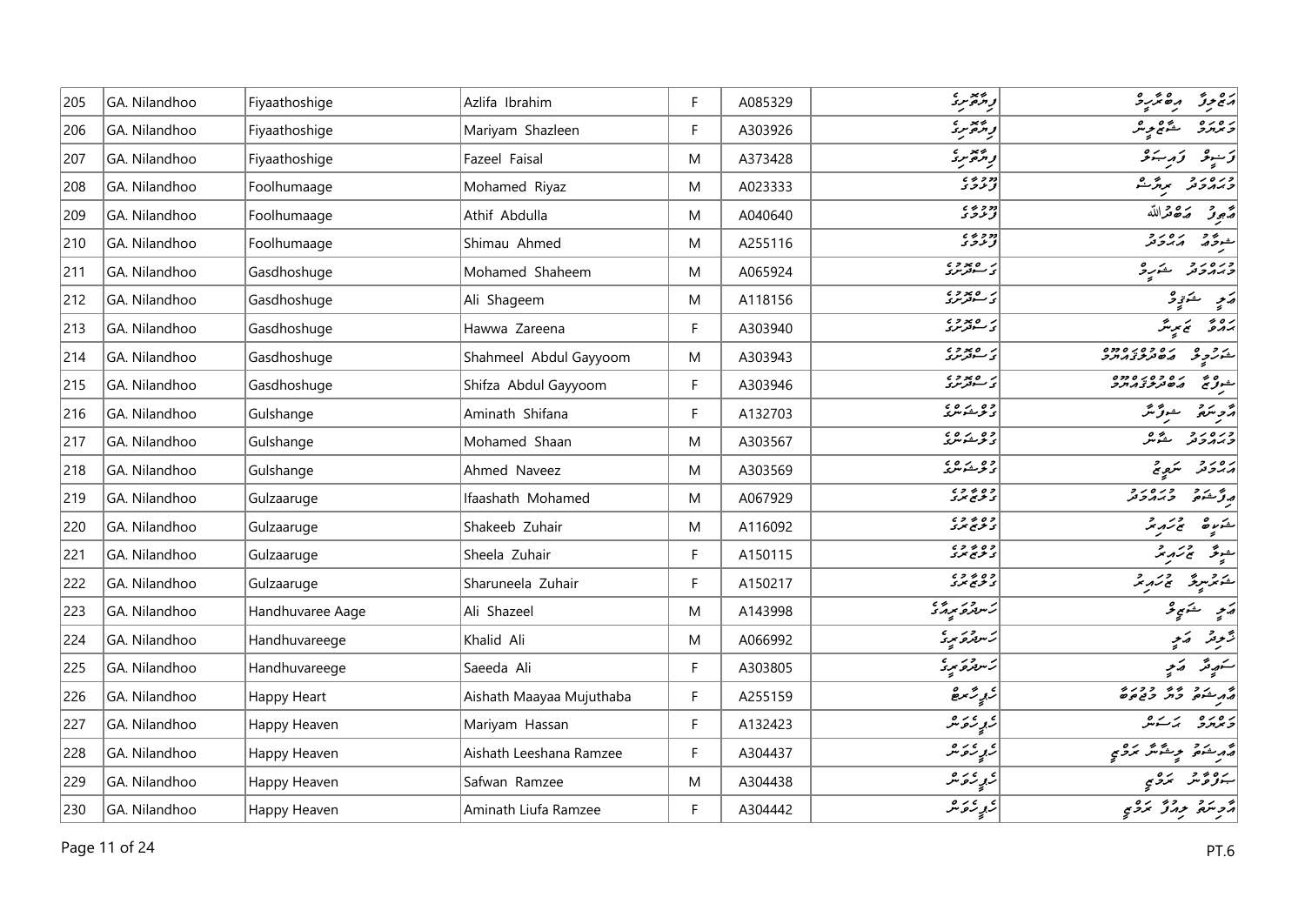| 205 | GA. Nilandhoo | Fiyaathoshige | Azlifa Ibrahim | F | A085329 | ވިޔާތޮށިގެ | އަޒްލިފާ އިބްރާހީމް |
|---|---|---|---|---|---|---|---|
| 206 | GA. Nilandhoo | Fiyaathoshige | Mariyam Shazleen | F | A303926 | ވިޔާތޮށިގެ | މަރިޔަމް ޝަޒްލީން |
| 207 | GA. Nilandhoo | Fiyaathoshige | Fazeel Faisal | M | A373428 | ވިޔާތޮށިގެ | ފަޒީލް ފައިސަލް |
| 208 | GA. Nilandhoo | Foolhumaage | Mohamed Riyaz | M | A023333 | ފޫޅުމާގެ | މުހައްމަދު ރިޔާޒް |
| 209 | GA. Nilandhoo | Foolhumaage | Athif Abdulla | M | A040640 | ފޫޅުމާގެ | އާތިފް އަބްދުﷲ |
| 210 | GA. Nilandhoo | Foolhumaage | Shimau Ahmed | M | A255116 | ފޫޅުމާގެ | ޝިމާއު އަޙްމަދު |
| 211 | GA. Nilandhoo | Gasdhoshuge | Mohamed Shaheem | M | A065924 | ގަސްދޮށުގެ | މުހައްމަދު ޝަހީމް |
| 212 | GA. Nilandhoo | Gasdhoshuge | Ali Shageem | M | A118156 | ގަސްދޮށުގެ | އަލި ޝަގީމް |
| 213 | GA. Nilandhoo | Gasdhoshuge | Hawwa Zareena | F | A303940 | ގަސްދޮށުގެ | ހައްވާ ޒަރީނާ |
| 214 | GA. Nilandhoo | Gasdhoshuge | Shahmeel Abdul Gayyoom | M | A303943 | ގަސްދޮށުގެ | ޝަހްމީލް އަބްދުލްގައްޔޫމް |
| 215 | GA. Nilandhoo | Gasdhoshuge | Shifza Abdul Gayyoom | F | A303946 | ގަސްދޮށުގެ | ޝިފްޒާ އަބްދުލްގައްޔޫމް |
| 216 | GA. Nilandhoo | Gulshange | Aminath Shifana | F | A132703 | ގުލްޝަންގެ | އާމިނަތު ޝިފާނާ |
| 217 | GA. Nilandhoo | Gulshange | Mohamed Shaan | M | A303567 | ގުލްޝަންގެ | މުހައްމަދު ޝާން |
| 218 | GA. Nilandhoo | Gulshange | Ahmed Naveez | M | A303569 | ގުލްޝަންގެ | އަޙްމަދު ނަވީޒް |
| 219 | GA. Nilandhoo | Gulzaaruge | Ifaashath Mohamed | M | A067929 | ގުލްޒާރުގެ | އިފާޝަތު މުހައްމަދު |
| 220 | GA. Nilandhoo | Gulzaaruge | Shakeeb Zuhair | M | A116092 | ގުލްޒާރުގެ | ޝަކީބް ޒުހައިރު |
| 221 | GA. Nilandhoo | Gulzaaruge | Sheela Zuhair | F | A150115 | ގުލްޒާރުގެ | ޝީލާ ޒުހައިރު |
| 222 | GA. Nilandhoo | Gulzaaruge | Sharuneela Zuhair | F | A150217 | ގުލްޒާރުގެ | ޝަރުނީލާ ޒުހައިރު |
| 223 | GA. Nilandhoo | Handhuvaree Aage | Ali Shazeel | M | A143998 | ހަނދުވަރީއާގެ | އަލި ޝަޒީލް |
| 224 | GA. Nilandhoo | Handhuvareege | Khalid Ali | M | A066992 | ހަނދުވަރީގެ | ޚާލިދު އަލި |
| 225 | GA. Nilandhoo | Handhuvareege | Saeeda Ali | F | A303805 | ހަނދުވަރީގެ | ސަޢީދާ އަލި |
| 226 | GA. Nilandhoo | Happy Heart | Aishath Maayaa Mujuthaba | F | A255159 | ހެޕީހާޓް | އައިޝަތު މާޔާ މުޖުތަބާ |
| 227 | GA. Nilandhoo | Happy Heaven | Mariyam Hassan | F | A132423 | ހެޕީހެވަން | މަރިޔަމް ހަސަން |
| 228 | GA. Nilandhoo | Happy Heaven | Aishath Leeshana Ramzee | F | A304437 | ހެޕީހެވަން | އައިޝަތު ލީޝާނާ ރަމްޒީ |
| 229 | GA. Nilandhoo | Happy Heaven | Safwan Ramzee | M | A304438 | ހެޕީހެވަން | ސަފްވާން ރަމްޒީ |
| 230 | GA. Nilandhoo | Happy Heaven | Aminath Liufa Ramzee | F | A304442 | ހެޕީހެވަން | އާމިނަތު ލިއުފާ ރަމްޒީ |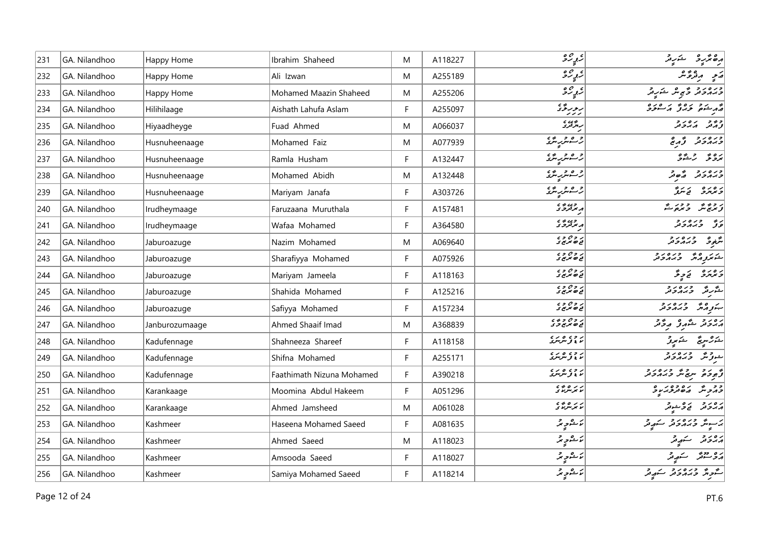| 231 | GA. Nilandhoo | Happy Home | Ibrahim Shaheed | M | A118227 | ހެޕީހޯމް | އިބްރާހިމް ޝަހީދު |
|---|---|---|---|---|---|---|---|
| 232 | GA. Nilandhoo | Happy Home | Ali Izwan | M | A255189 | ހެޕީހޯމް | އަލި އިޒުވާން |
| 233 | GA. Nilandhoo | Happy Home | Mohamed Maazin Shaheed | M | A255206 | ހެޕީހޯމް | މުޙައްމަދު މާޒިން ޝަހީދު |
| 234 | GA. Nilandhoo | Hilihilaage | Aishath Lahufa Aslam | F | A255097 | ހިލިހިލާގެ | އައިޝަތު ލަހުފާ އަސްލަމް |
| 235 | GA. Nilandhoo | Hiyaadheyge | Fuad Ahmed | M | A066037 | ހިޔާދޭގެ | ފުއާދު އަޙްމަދު |
| 236 | GA. Nilandhoo | Husnuheenaage | Mohamed Faiz | M | A077939 | ހުސްނުހީނާގެ | މުޙައްމަދު ފާއިޒު |
| 237 | GA. Nilandhoo | Husnuheenaage | Ramla Husham | F | A132447 | ހުސްނުހީނާގެ | ރަމްލާ ހުޝާމް |
| 238 | GA. Nilandhoo | Husnuheenaage | Mohamed Abidh | M | A132448 | ހުސްނުހީނާގެ | މުޙައްމަދު އާބިދު |
| 239 | GA. Nilandhoo | Husnuheenaage | Mariyam Janafa | F | A303726 | ހުސްނުހީނާގެ | މަރިޔަމް ޖަނަފާ |
| 240 | GA. Nilandhoo | Irudheymaage | Faruzaana Muruthala | F | A157481 | އިރުދޭމާގެ | ފަރުޒާނާ މުރުތަލާ |
| 241 | GA. Nilandhoo | Irudheymaage | Wafaa Mohamed | F | A364580 | އިރުދޭމާގެ | ވަފާ މުޙައްމަދު |
| 242 | GA. Nilandhoo | Jaburoazuge | Nazim Mohamed | M | A069640 | ޖަބުރޯޒުގެ | ނާޒިމް މުޙައްމަދު |
| 243 | GA. Nilandhoo | Jaburoazuge | Sharafiyya Mohamed | F | A075926 | ޖަބުރޯޒުގެ | ޝަރަފިއްޔާ މުޙައްމަދު |
| 244 | GA. Nilandhoo | Jaburoazuge | Mariyam Jameela | F | A118163 | ޖަބުރޯޒުގެ | މަރިޔަމް ޖަމީލާ |
| 245 | GA. Nilandhoo | Jaburoazuge | Shahida Mohamed | F | A125216 | ޖަބުރޯޒުގެ | ޝާހިދާ މުޙައްމަދު |
| 246 | GA. Nilandhoo | Jaburoazuge | Safiyya Mohamed | F | A157234 | ޖަބުރޯޒުގެ | ޞަފިއްޔާ މުޙައްމަދު |
| 247 | GA. Nilandhoo | Janburozumaage | Ahmed Shaaif Imad | M | A368839 | ޖަބުރޯޒުމާގެ | އަޙްމަދު ޝާއިފް އިމާދު |
| 248 | GA. Nilandhoo | Kadufennage | Shahneeza Shareef | F | A118158 | ކަދުފެންނަގެ | ޝަހްނީޒާ ޝަރީފު |
| 249 | GA. Nilandhoo | Kadufennage | Shifna Mohamed | F | A255171 | ކަދުފެންނަގެ | ޝިފްނާ މުޙައްމަދު |
| 250 | GA. Nilandhoo | Kadufennage | Faathimath Nizuna Mohamed | F | A390218 | ކަދުފެންނަގެ | ފާތިމަތު ނިޒުނާ މުޙައްމަދު |
| 251 | GA. Nilandhoo | Karankaage | Moomina Abdul Hakeem | F | A051296 | ކަރަންކާގެ | މޫމިނާ އަބްދުލްޙަކީމް |
| 252 | GA. Nilandhoo | Karankaage | Ahmed Jamsheed | M | A061028 | ކަރަންކާގެ | އަޙްމަދު ޖަމްޝީދު |
| 253 | GA. Nilandhoo | Kashmeer | Haseena Mohamed Saeed | F | A081635 | ކަޝްމީރު | ހަސީނާ މުޙައްމަދު ސަޢީދު |
| 254 | GA. Nilandhoo | Kashmeer | Ahmed Saeed | M | A118023 | ކަޝްމީރު | އަޙްމަދު ސަޢީދު |
| 255 | GA. Nilandhoo | Kashmeer | Amsooda Saeed | F | A118027 | ކަޝްމީރު | އަމްސޫދާ ސަޢީދު |
| 256 | GA. Nilandhoo | Kashmeer | Samiya Mohamed Saeed | F | A118214 | ކަޝްމީރު | ސާމިޔާ މުޙައްމަދު ސަޢީދު |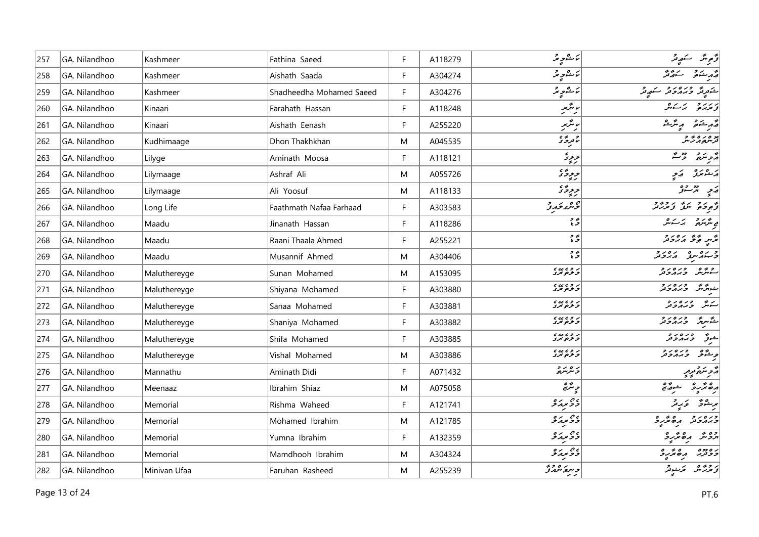| 257 | GA. Nilandhoo | Kashmeer | Fathina Saeed | F | A118279 | ކަޝްމީރު | ފާތިނާ ސައީދު |
|---|---|---|---|---|---|---|---|
| 258 | GA. Nilandhoo | Kashmeer | Aishath Saada | F | A304274 | ކަޝްމީރު | އައިށަތު ސަޢާދާ |
| 259 | GA. Nilandhoo | Kashmeer | Shadheedha Mohamed Saeed | F | A304276 | ކަޝްމީރު | ޝަދީދާ މުޙައްމަދު ސައީދު |
| 260 | GA. Nilandhoo | Kinaari | Farahath Hassan | F | A118248 | ކިނާރި | ފަރަހަތު ޙަސަން |
| 261 | GA. Nilandhoo | Kinaari | Aishath Eenash | F | A255220 | ކިނާރި | އައިށަތު އީނާޝް |
| 262 | GA. Nilandhoo | Kudhimaage | Dhon Thakhkhan | M | A045535 | ކުދިމާގެ | ދޮންތައްޚާން |
| 263 | GA. Nilandhoo | Lilyge | Aminath Moosa | F | A118121 | ލިލީގެ | އާމިނަތު މޫސާ |
| 264 | GA. Nilandhoo | Lilymaage | Ashraf Ali | M | A055726 | ލިލީމާގެ | އަޝްރަފް ޢަލީ |
| 265 | GA. Nilandhoo | Lilymaage | Ali Yoosuf | M | A118133 | ލިލީމާގެ | ޢަލީ ޔޫސުފު |
| 266 | GA. Nilandhoo | Long Life | Faathmath Nafaa Farhaad | F | A303583 | ލޮންގްލައިފް | ފާތިމަތު ނަފާ ފަރުހާދު |
| 267 | GA. Nilandhoo | Maadu | Jinanath Hassan | F | A118286 | މާދު | ޖިނާނަތު ޙަސަން |
| 268 | GA. Nilandhoo | Maadu | Raani Thaala Ahmed | F | A255221 | މާދު | ރާނި ތާލާ އަޙްމަދު |
| 269 | GA. Nilandhoo | Maadu | Musannif Ahmed | M | A304406 | މާދު | މުސައްނިފް އަޙްމަދު |
| 270 | GA. Nilandhoo | Maluthereyge | Sunan Mohamed | M | A153095 | މަލުތެރޭގެ | ސުނަން މުޙައްމަދު |
| 271 | GA. Nilandhoo | Maluthereyge | Shiyana Mohamed | F | A303880 | މަލުތެރޭގެ | ޝިޔާނާ މުޙައްމަދު |
| 272 | GA. Nilandhoo | Maluthereyge | Sanaa Mohamed | F | A303881 | މަލުތެރޭގެ | ސަނާ މުޙައްމަދު |
| 273 | GA. Nilandhoo | Maluthereyge | Shaniya Mohamed | F | A303882 | މަލުތެރޭގެ | ޝާނިޔާ މުޙައްމަދު |
| 274 | GA. Nilandhoo | Maluthereyge | Shifa Mohamed | F | A303885 | މަލުތެރޭގެ | ޝިފާ މުޙައްމަދު |
| 275 | GA. Nilandhoo | Maluthereyge | Vishal Mohamed | M | A303886 | މަލުތެރޭގެ | ވިޝާލް މުޙައްމަދު |
| 276 | GA. Nilandhoo | Mannathu | Aminath Didi | F | A071432 | މަންނަތު | އާމިނަތުދީދީ |
| 277 | GA. Nilandhoo | Meenaaz | Ibrahim Shiaz | M | A075058 | މީނާޒް | އިބްރާހީމް ޝިޔާޒް |
| 278 | GA. Nilandhoo | Memorial | Rishma Waheed | F | A121741 | މެމޯރިއަލް | ރިޝްމާ ވަޙީދު |
| 279 | GA. Nilandhoo | Memorial | Mohamed Ibrahim | M | A121785 | މެމޯރިއަލް | މުޙައްމަދު އިބްރާހީމް |
| 280 | GA. Nilandhoo | Memorial | Yumna Ibrahim | F | A132359 | މެމޯރިއަލް | ޔުމްނާ އިބްރާހީމް |
| 281 | GA. Nilandhoo | Memorial | Mamdhooh Ibrahim | M | A304324 | މެމޯރިއަލް | މަމްދޫޙް އިބްރާހީމް |
| 282 | GA. Nilandhoo | Minivan Ufaa | Faruhan Rasheed | M | A255239 | މިނިވަންއުފާ | ފަރުހާން ރަޝީދު |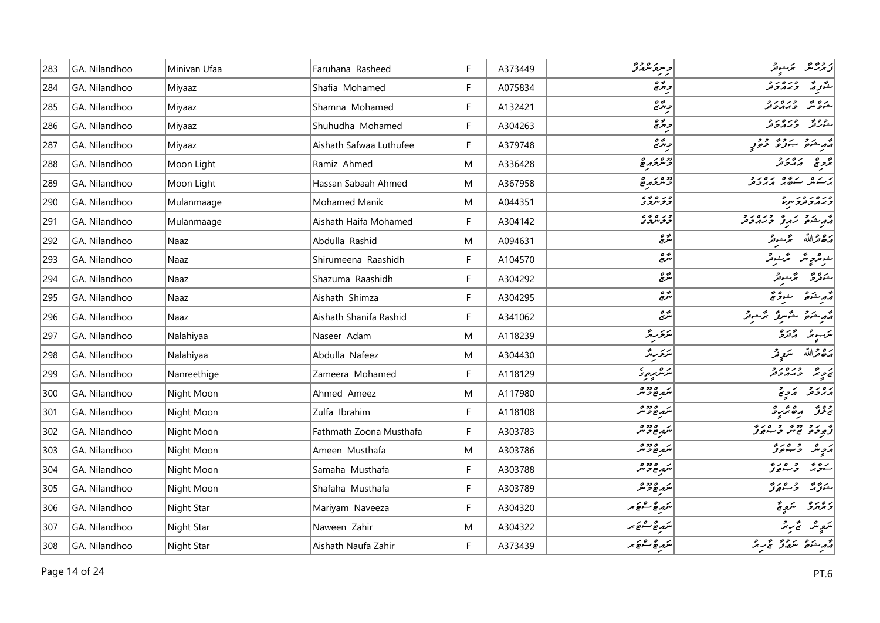| 283 | GA. Nilandhoo | Minivan Ufaa | Faruhana Rasheed | F | A373449 | ދިރިވަންއުފާ | ފަރުހާނާ ރަޝީދު |
|---|---|---|---|---|---|---|---|
| 284 | GA. Nilandhoo | Miyaaz | Shafia Mohamed | F | A075834 | މިޔާޒް | ޝާފިއާ މުޙައްމަދު |
| 285 | GA. Nilandhoo | Miyaaz | Shamna Mohamed | F | A132421 | މިޔާޒް | ޝަމްނާ މުޙައްމަދު |
| 286 | GA. Nilandhoo | Miyaaz | Shuhudha Mohamed | F | A304263 | މިޔާޒް | ޝުހުދާ މުޙައްމަދު |
| 287 | GA. Nilandhoo | Miyaaz | Aishath Safwaa Luthufee | F | A379748 | މިޔާޒް | އައިޝަތު ސަފްވާ ލުތުފީ |
| 288 | GA. Nilandhoo | Moon Light | Ramiz Ahmed | M | A336428 | މޫންލައިޓް | ރާމިޒް އަޙްމަދު |
| 289 | GA. Nilandhoo | Moon Light | Hassan Sabaah Ahmed | M | A367958 | މޫންލައިޓް | ޙަސަން ސަބާޙް އަޙްމަދު |
| 290 | GA. Nilandhoo | Mulanmaage | Mohamed Manik | M | A044351 | މުލަންމާގެ | މުޙައްމަދުމަނިކު |
| 291 | GA. Nilandhoo | Mulanmaage | Aishath Haifa Mohamed | F | A304142 | މުލަންމާގެ | އައިޝަތު ހައިފާ މުޙައްމަދު |
| 292 | GA. Nilandhoo | Naaz | Abdulla Rashid | M | A094631 | ނާޒް | އަބްދުﷲ ރާޝިދު |
| 293 | GA. Nilandhoo | Naaz | Shirumeena Raashidh | F | A104570 | ނާޒް | ޝިރުމީނާ ރާޝިދު |
| 294 | GA. Nilandhoo | Naaz | Shazuma Raashidh | F | A304292 | ނާޒް | ޝަޒުމާ ރާޝިދު |
| 295 | GA. Nilandhoo | Naaz | Aishath Shimza | F | A304295 | ނާޒް | އައިޝަތު ޝިމްޒާ |
| 296 | GA. Nilandhoo | Naaz | Aishath Shanifa Rashid | F | A341062 | ނާޒް | އައިޝަތު ޝާނިފާ ރާޝިދު |
| 297 | GA. Nilandhoo | Nalahiyaa | Naseer Adam | M | A118239 | ނަލަހިޔާ | ނަސީރު އާދަމް |
| 298 | GA. Nilandhoo | Nalahiyaa | Abdulla Nafeez | M | A304430 | ނަލަހިޔާ | އަބްދުﷲ ނަފީޒު |
| 299 | GA. Nilandhoo | Nanreethige | Zameera Mohamed | F | A118129 | ނަންރީތިގެ | ޒަމީރާ މުޙައްމަދު |
| 300 | GA. Nilandhoo | Night Moon | Ahmed Ameez | M | A117980 | ނައިޓްމޫން | އަޙްމަދު އަމީޒު |
| 301 | GA. Nilandhoo | Night Moon | Zulfa Ibrahim | F | A118108 | ނައިޓްމޫން | ޒުލްފާ އިބްރާހީމް |
| 302 | GA. Nilandhoo | Night Moon | Fathmath Zoona Musthafa | F | A303783 | ނައިޓްމޫން | ފާތިމަތު ޒޫނާ މުސްތަފާ |
| 303 | GA. Nilandhoo | Night Moon | Ameen Musthafa | M | A303786 | ނައިޓްމޫން | އަމީން މުސްތަފާ |
| 304 | GA. Nilandhoo | Night Moon | Samaha Musthafa | F | A303788 | ނައިޓްމޫން | ސަމާހާ މުސްތަފާ |
| 305 | GA. Nilandhoo | Night Moon | Shafaha Musthafa | F | A303789 | ނައިޓްމޫން | ޝަފާހާ މުސްތަފާ |
| 306 | GA. Nilandhoo | Night Star | Mariyam Naveeza | F | A304320 | ނައިޓްސްޓާރ | މަރިޔަމް ނަވީޒާ |
| 307 | GA. Nilandhoo | Night Star | Naween Zahir | M | A304322 | ނައިޓްސްޓާރ | ނަވީން ޒާހިރު |
| 308 | GA. Nilandhoo | Night Star | Aishath Naufa Zahir | F | A373439 | ނައިޓްސްޓާރ | އައިޝަތު ނައުފާ ޒާހިރު |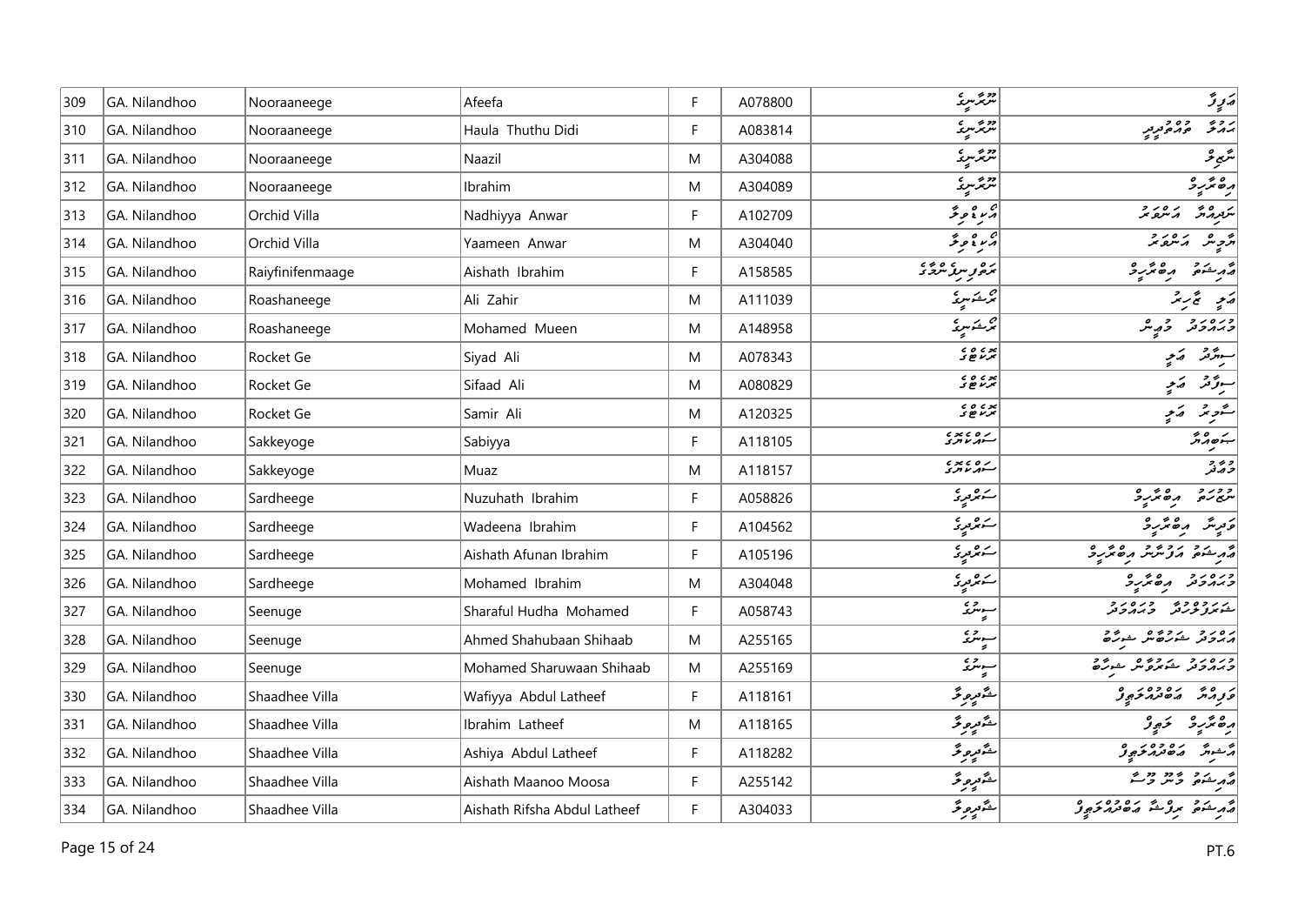| 309 | GA. Nilandhoo | Nooraaneege | Afeefa | F | A078800 | ނޫރާނީގެ | އަފީފާ |
|---|---|---|---|---|---|---|---|
| 310 | GA. Nilandhoo | Nooraaneege | Haula Thuthu Didi | F | A083814 | ނޫރާނީގެ | ހައުލާ ތުއްތުދީދީ |
| 311 | GA. Nilandhoo | Nooraaneege | Naazil | M | A304088 | ނޫރާނީގެ | ނާޒިލް |
| 312 | GA. Nilandhoo | Nooraaneege | Ibrahim | M | A304089 | ނޫރާނީގެ | އިބްރާހިމް |
| 313 | GA. Nilandhoo | Orchid Villa | Nadhiyya Anwar | F | A102709 | އޯކިޑްވިލާ | ނަދިއްޔާ އަންވަރު |
| 314 | GA. Nilandhoo | Orchid Villa | Yaameen Anwar | M | A304040 | އޯކިޑްވިލާ | ޔާމީން އަންވަރު |
| 315 | GA. Nilandhoo | Raiyfinifenmaage | Aishath Ibrahim | F | A158585 | ރައްފިނިފެންމާގެ | އާއިޝަތު އިބްރާހިމް |
| 316 | GA. Nilandhoo | Roashaneege | Ali Zahir | M | A111039 | ރޯޝަނީގެ | އަލި ޒާހިރު |
| 317 | GA. Nilandhoo | Roashaneege | Mohamed Mueen | M | A148958 | ރޯޝަނީގެ | މުޙައްމަދު މުޢީން |
| 318 | GA. Nilandhoo | Rocket Ge | Siyad Ali | M | A078343 | ރޮކެޓްގެ | ސިޔާދު އަލި |
| 319 | GA. Nilandhoo | Rocket Ge | Sifaad Ali | M | A080829 | ރޮކެޓްގެ | ސިފާދު އަލި |
| 320 | GA. Nilandhoo | Rocket Ge | Samir Ali | M | A120325 | ރޮކެޓްގެ | ސާމިރު އަލި |
| 321 | GA. Nilandhoo | Sakkeyoge | Sabiyya | F | A118105 | ސައްކެޔޮގެ | ސަބިއްޔާ |
| 322 | GA. Nilandhoo | Sakkeyoge | Muaz | M | A118157 | ސައްކެޔޮގެ | މުޢާޒު |
| 323 | GA. Nilandhoo | Sardheege | Nuzuhath Ibrahim | F | A058826 | ސަރދީގެ | ނުޒުހަތު އިބްރާހިމް |
| 324 | GA. Nilandhoo | Sardheege | Wadeena Ibrahim | F | A104562 | ސަރދީގެ | ވަދީނާ އިބްރާހިމް |
| 325 | GA. Nilandhoo | Sardheege | Aishath Afunan Ibrahim | F | A105196 | ސަރދީގެ | އާއިޝަތު އަފުނާން އިބްރާހިމް |
| 326 | GA. Nilandhoo | Sardheege | Mohamed Ibrahim | M | A304048 | ސަރދީގެ | މުޙައްމަދު އިބްރާހިމް |
| 327 | GA. Nilandhoo | Seenuge | Sharaful Hudha Mohamed | F | A058743 | ސީނުގެ | ޝަރަފުލްހުދާ މުޙައްމަދު |
| 328 | GA. Nilandhoo | Seenuge | Ahmed Shahubaan Shihaab | M | A255165 | ސީނުގެ | އަޙްމަދު ޝަހުބާން ޝިހާބު |
| 329 | GA. Nilandhoo | Seenuge | Mohamed Sharuwaan Shihaab | M | A255169 | ސީނުގެ | މުޙައްމަދު ޝަރުވާން ޝިހާބު |
| 330 | GA. Nilandhoo | Shaadhee Villa | Wafiyya Abdul Latheef | F | A118161 | ޝާދީވިލާ | ވަފިއްޔާ އަބްދުއްލަޠީފު |
| 331 | GA. Nilandhoo | Shaadhee Villa | Ibrahim Latheef | M | A118165 | ޝާދީވިލާ | އިބްރާހިމް ލަޠީފު |
| 332 | GA. Nilandhoo | Shaadhee Villa | Ashiya Abdul Latheef | F | A118282 | ޝާދީވިލާ | އާޝިޔާ އަބްދުއްލަޠީފު |
| 333 | GA. Nilandhoo | Shaadhee Villa | Aishath Maanoo Moosa | F | A255142 | ޝާދީވިލާ | އާއިޝަތު މާނޫ މޫސާ |
| 334 | GA. Nilandhoo | Shaadhee Villa | Aishath Rifsha Abdul Latheef | F | A304033 | ޝާދީވިލާ | އާއިޝަތު ރިފްޝާ އަބްދުއްލަޠީފު |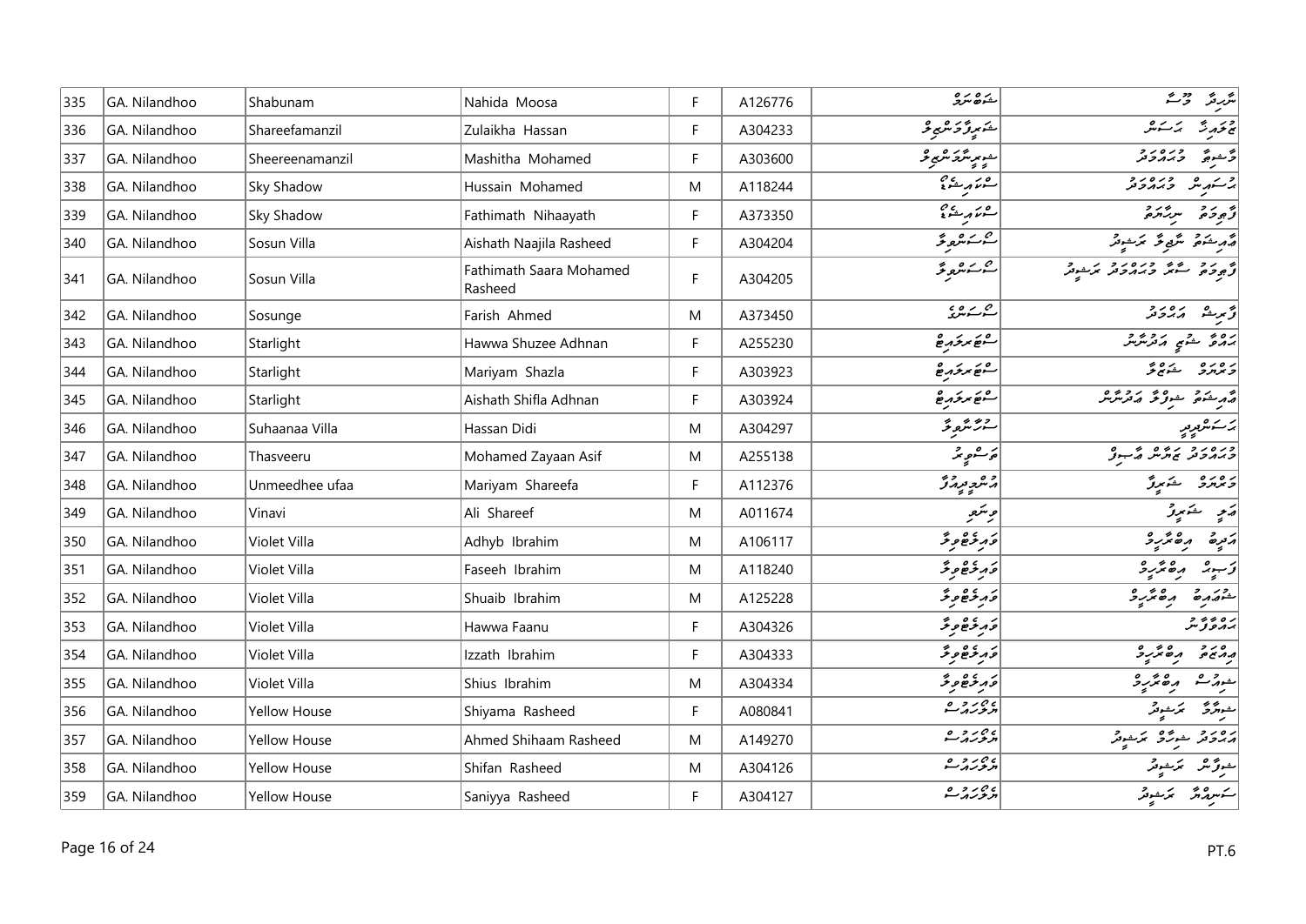| 335 | GA. Nilandhoo | Shabunam | Nahida Moosa | F | A126776 | ޝަބުނަމް | ނާހިދާ މޫސާ |
|---|---|---|---|---|---|---|---|
| 336 | GA. Nilandhoo | Shareefamanzil | Zulaikha Hassan | F | A304233 | ޝަރީފާމަންޒިލް | ޒުލައިޚާ ހަސަން |
| 337 | GA. Nilandhoo | Sheereenamanzil | Mashitha Mohamed | F | A303600 | ޝީރީނާމަންޒިލް | މާޝިތާ މުހައްމަދު |
| 338 | GA. Nilandhoo | Sky Shadow | Hussain Mohamed | M | A118244 | ސްކައިޝެޑޯ | ހުސައިން މުހައްމަދު |
| 339 | GA. Nilandhoo | Sky Shadow | Fathimath Nihaayath | F | A373350 | ސްކައިޝެޑޯ | ފާތިމަތު ނިހާޔަތު |
| 340 | GA. Nilandhoo | Sosun Villa | Aishath Naajila Rasheed | F | A304204 | ސޯސަންވިލާ | އައިޝަތު ނާޖިލާ ރަޝީދު |
| 341 | GA. Nilandhoo | Sosun Villa | Fathimath Saara Mohamed Rasheed | F | A304205 | ސޯސަންވިލާ | ފާތިމަތު ސާރާ މުހައްމަދު ރަޝީދު |
| 342 | GA. Nilandhoo | Sosunge | Farish Ahmed | M | A373450 | ސޯސަންގެ | ފާރިޝް އަހުމަދު |
| 343 | GA. Nilandhoo | Starlight | Hawwa Shuzee Adhnan | F | A255230 | ސްޓަރލައިޓް | ހައްވާ ޝުޒީ އަދުނާން |
| 344 | GA. Nilandhoo | Starlight | Mariyam Shazla | F | A303923 | ސްޓަރލައިޓް | މަރިޔަމް ޝަޒްލާ |
| 345 | GA. Nilandhoo | Starlight | Aishath Shifla Adhnan | F | A303924 | ސްޓަރލައިޓް | އައިޝަތު ޝިފްލާ އަދުނާން |
| 346 | GA. Nilandhoo | Suhaanaa Villa | Hassan Didi | M | A304297 | ސުހާނާވިލާ | ހަސަންދީދީ |
| 347 | GA. Nilandhoo | Thasveeru | Mohamed Zayaan Asif | M | A255138 | ތަސްވީރު | މުހައްމަދު ޒަޔާން އާސިފް |
| 348 | GA. Nilandhoo | Unmeedhee ufaa | Mariyam Shareefa | F | A112376 | އުންމީދީއުފާ | މަރިޔަމް ޝަރީފާ |
| 349 | GA. Nilandhoo | Vinavi | Ali Shareef | M | A011674 | ވިނަވި | އަލި ޝަރީފް |
| 350 | GA. Nilandhoo | Violet Villa | Adhyb Ibrahim | M | A106117 | ވައިލެޓްވިލާ | އަދީބު އިބްރާހީމް |
| 351 | GA. Nilandhoo | Violet Villa | Faseeh Ibrahim | M | A118240 | ވައިލެޓްވިލާ | ފަސީހު އިބްރާހީމް |
| 352 | GA. Nilandhoo | Violet Villa | Shuaib Ibrahim | M | A125228 | ވައިލެޓްވިލާ | ޝުޢައިބު އިބްރާހީމް |
| 353 | GA. Nilandhoo | Violet Villa | Hawwa Faanu | F | A304326 | ވައިލެޓްވިލާ | ހައްވާފާނު |
| 354 | GA. Nilandhoo | Violet Villa | Izzath Ibrahim | F | A304333 | ވައިލެޓްވިލާ | ޢިއްޒަތު އިބްރާހީމް |
| 355 | GA. Nilandhoo | Violet Villa | Shius Ibrahim | M | A304334 | ވައިލެޓްވިލާ | ޝިއުސް އިބްރާހީމް |
| 356 | GA. Nilandhoo | Yellow House | Shiyama Rasheed | F | A080841 | ޔެލޯހައުސް | ޝިޔާމާ ރަޝީދު |
| 357 | GA. Nilandhoo | Yellow House | Ahmed Shihaam Rasheed | M | A149270 | ޔެލޯހައުސް | އަހުމަދު ޝިހާމް ރަޝީދު |
| 358 | GA. Nilandhoo | Yellow House | Shifan Rasheed | M | A304126 | ޔެލޯހައުސް | ޝިފާން ރަޝީދު |
| 359 | GA. Nilandhoo | Yellow House | Saniyya Rasheed | F | A304127 | ޔެލޯހައުސް | ސަނިއްޔާ ރަޝީދު |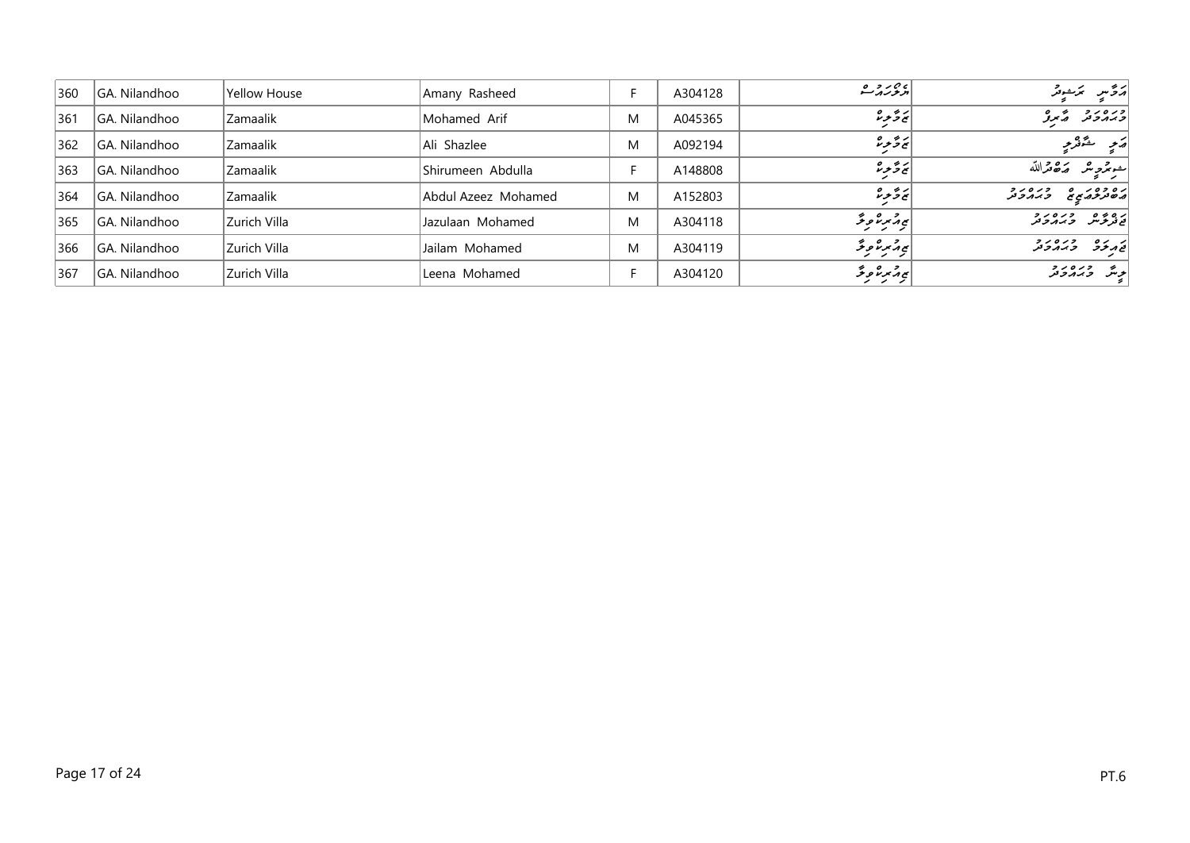| 360 | GA. Nilandhoo | Yellow House | Amany Rasheed | F | A304128 | ޔެލޯހައުސް | އަމާނީ ރަޝީދު |
|---|---|---|---|---|---|---|---|
| 361 | GA. Nilandhoo | Zamaalik | Mohamed Arif | M | A045365 | ޒަމާލިކް | މުހައްމަދު އާރިފު |
| 362 | GA. Nilandhoo | Zamaalik | Ali Shazlee | M | A092194 | ޒަމާލިކް | އަލި ޝާޒްލީ |
| 363 | GA. Nilandhoo | Zamaalik | Shirumeen Abdulla | F | A148808 | ޒަމާލިކް | ޝިރުމީން އަބްދުﷲ |
| 364 | GA. Nilandhoo | Zamaalik | Abdul Azeez Mohamed | M | A152803 | ޒަމާލިކް | އަބްދުލްއަޒީޒު މުހައްމަދު |
| 365 | GA. Nilandhoo | Zurich Villa | Jazulaan Mohamed | M | A304118 | ޒިއުރިކްވިލާ | ޖަޒުލާން މުހައްމަދު |
| 366 | GA. Nilandhoo | Zurich Villa | Jailam Mohamed | M | A304119 | ޒިއުރިކްވިލާ | ޖައިލަމް މުހައްމަދު |
| 367 | GA. Nilandhoo | Zurich Villa | Leena Mohamed | F | A304120 | ޒިއުރިކްވިލާ | ލީނާ މުހައްމަދު |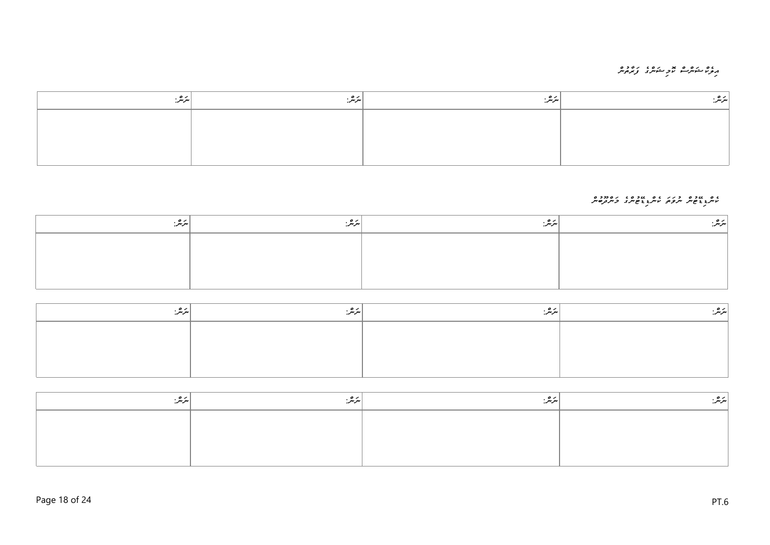# ރިލޭޝަންސް ކޮމިޝަނެގެ މެމްބަރު

| ނަން: | ނަން: | ނަން: | ނަން: |
|---|---|---|---|
| | | | |

# ކުންފުނީގެ ނުވަތަ އަންހެނުންގެ ވަނަވަރު

| ނަން: | ނަން: | ނަން: | ނަން: |
|---|---|---|---|
| | | | |

| ނަން: | ނަން: | ނަން: | ނަން: |
|---|---|---|---|
| | | | |

| ނަން: | ނަން: | ނަން: | ނަން: |
|---|---|---|---|
| | | | |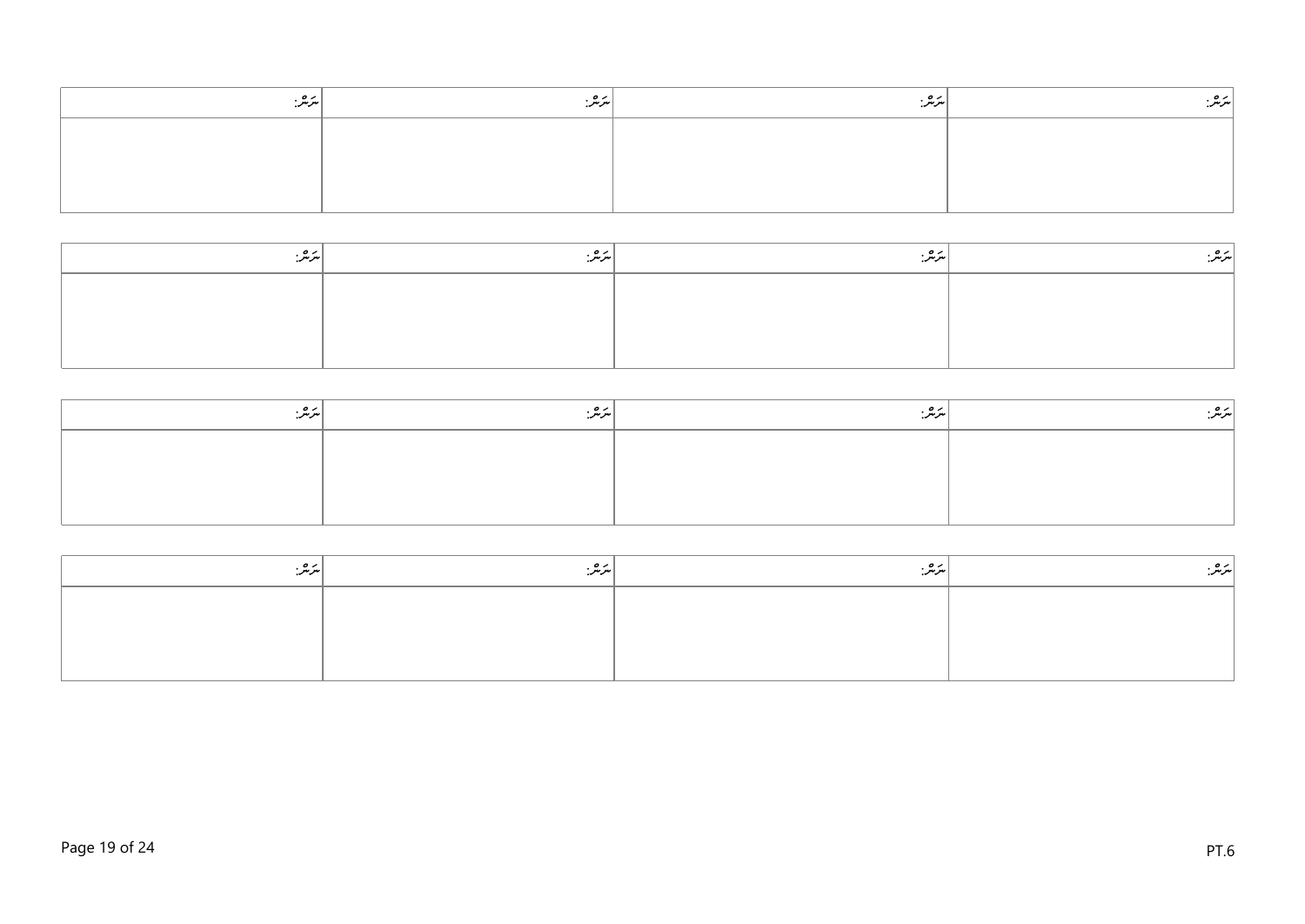| ނަރަދ: | ނަރަދ: | ނަރަދ: | ނަރަދ: |
| --- | --- | --- | --- |
| | | | |

| ނަރަދ: | ނަރަދ: | ނަރަދ: | ނަރަދ: |
| --- | --- | --- | --- |
| | | | |

| ނަރަދ: | ނަރަދ: | ނަރަދ: | ނަރަދ: |
| --- | --- | --- | --- |
| | | | |

| ނަރަދ: | ނަރަދ: | ނަރަދ: | ނަރަދ: |
| --- | --- | --- | --- |
| | | | |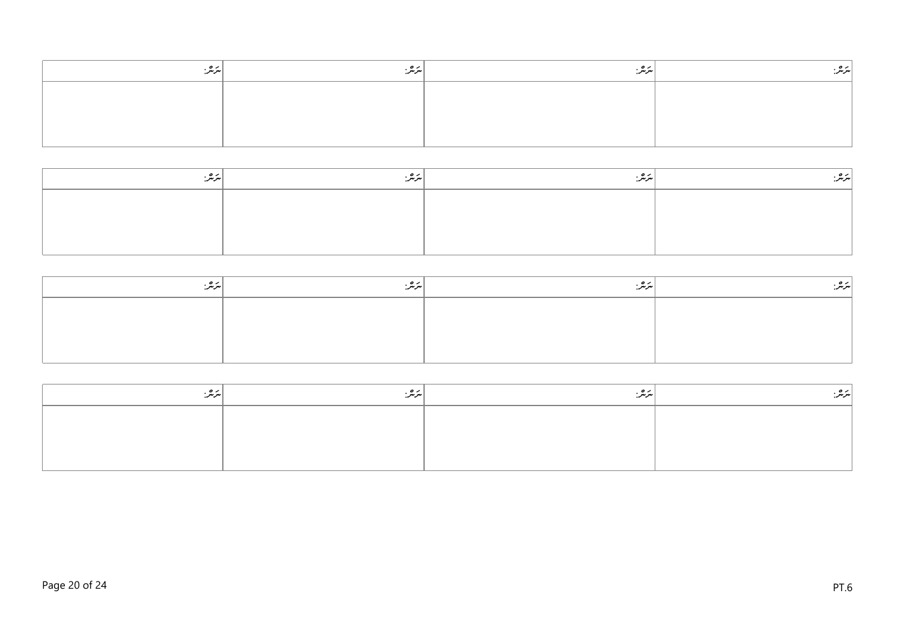| ނަރަދ: | ނަރަދ: | ނަރަދ: | ނަރަދ: |
| --- | --- | --- | --- |
| | | | |

| ނަރަދ: | ނަރަދ: | ނަރަދ: | ނަރަދ: |
| --- | --- | --- | --- |
| | | | |

| ނަރަދ: | ނަރަދ: | ނަރަދ: | ނަރަދ: |
| --- | --- | --- | --- |
| | | | |

| ނަރަދ: | ނަރަދ: | ނަރަދ: | ނަރަދ: |
| --- | --- | --- | --- |
| | | | |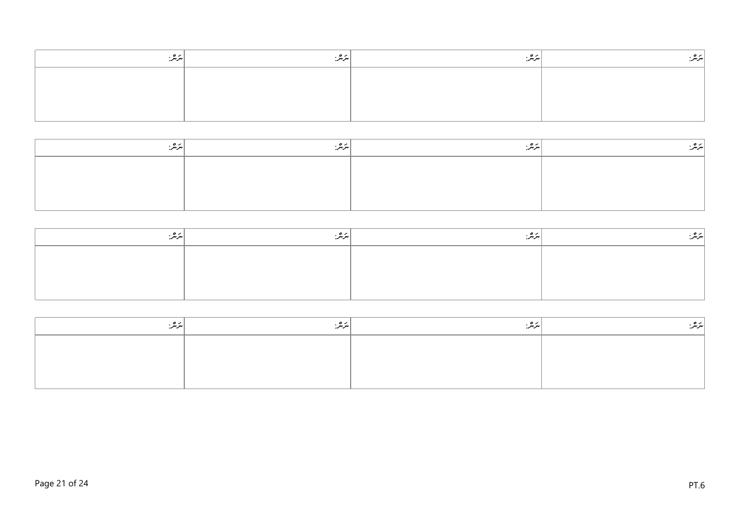| ނަރުތް: | ނަރުތް: | ނަރުތް: | ނަރުތް: |
| --- | --- | --- | --- |
| | | | |

| ނަރުތް: | ނަރުތް: | ނަރުތް: | ނަރުތް: |
| --- | --- | --- | --- |
| | | | |

| ނަރުތް: | ނަރުތް: | ނަރުތް: | ނަރުތް: |
| --- | --- | --- | --- |
| | | | |

| ނަރުތް: | ނަރުތް: | ނަރުތް: | ނަރުތް: |
| --- | --- | --- | --- |
| | | | |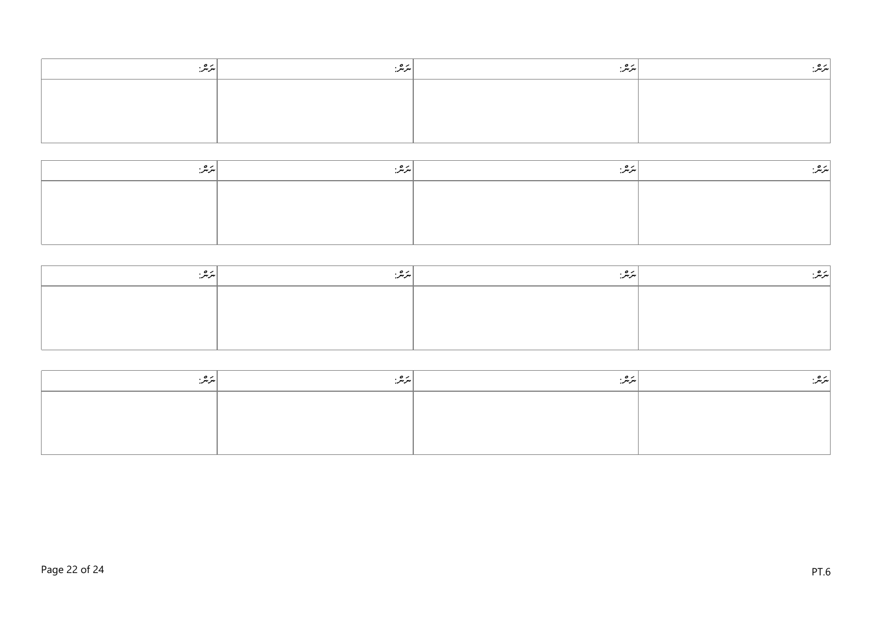| ނަަމް: | ނަަމް: | ނަަމް: | ނަަމް: |
| --- | --- | --- | --- |
| | | | |

| ނަަމް: | ނަަމް: | ނަަމް: | ނަަމް: |
| --- | --- | --- | --- |
| | | | |

| ނަަމް: | ނަަމް: | ނަަމް: | ނަަމް: |
| --- | --- | --- | --- |
| | | | |

| ނަަމް: | ނަަމް: | ނަަމް: | ނަަމް: |
| --- | --- | --- | --- |
| | | | |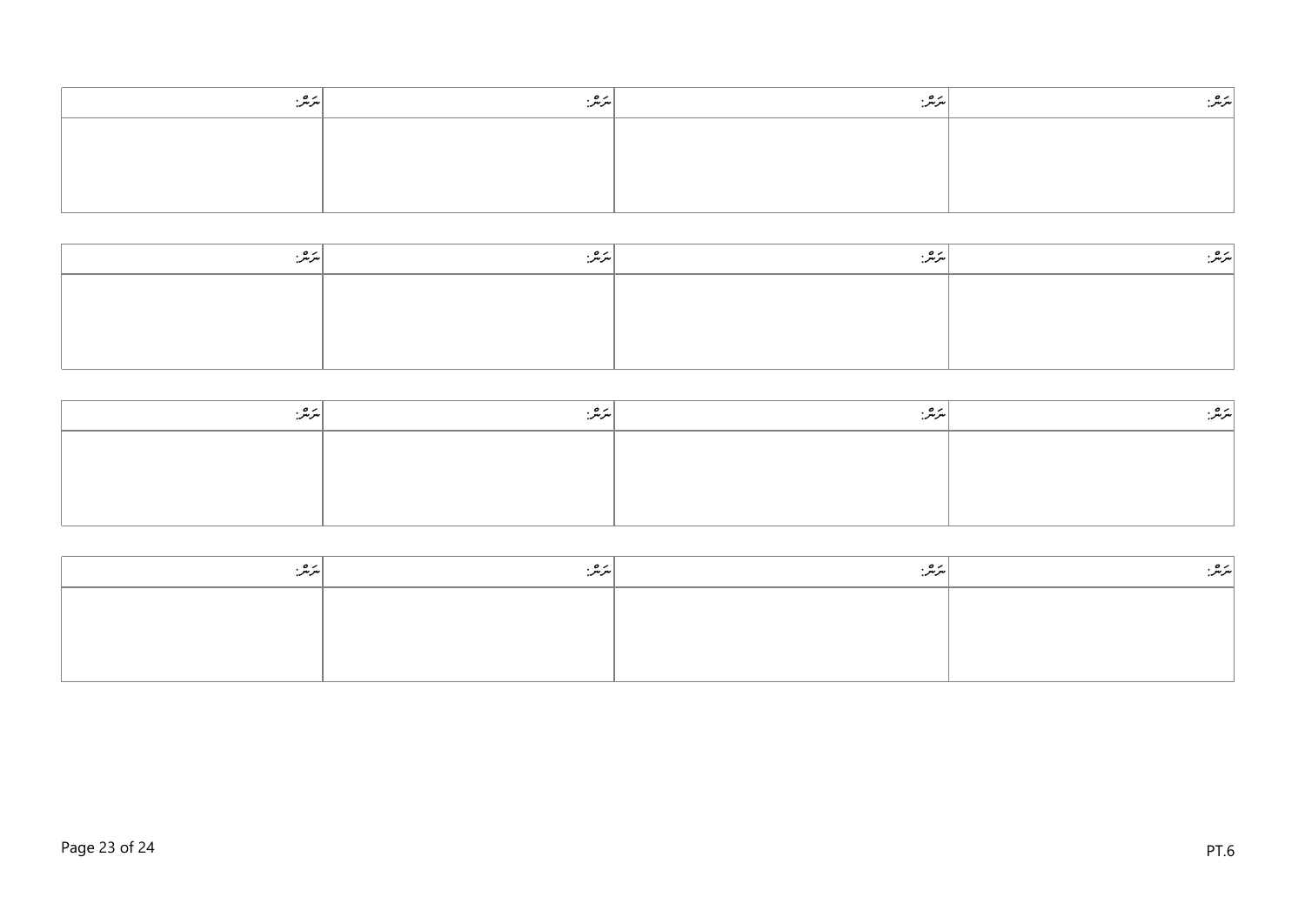| ޕްރޮ: | ޕްރޮ: | ޕްރޮ: | ޕްރޮ: |
| --- | --- | --- | --- |
| | | | |

| ޕްރޮ: | ޕްރޮ: | ޕްރޮ: | ޕްރޮ: |
| --- | --- | --- | --- |
| | | | |

| ޕްރޮ: | ޕްރޮ: | ޕްރޮ: | ޕްރޮ: |
| --- | --- | --- | --- |
| | | | |

| ޕްރޮ: | ޕްރޮ: | ޕްރޮ: | ޕްރޮ: |
| --- | --- | --- | --- |
| | | | |

PT.6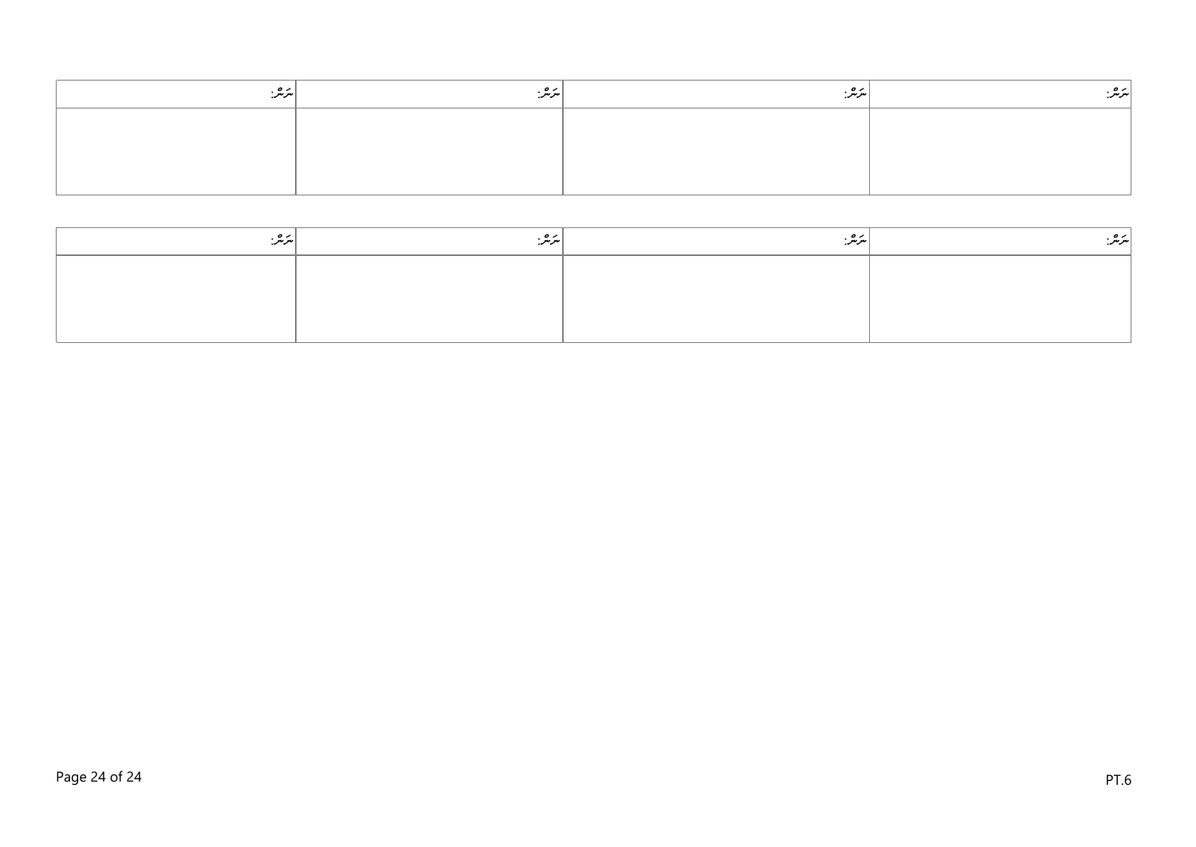| ނަރަންː | ނަރަންː | ނަރަންː | ނަރަންː |
| --- | --- | --- | --- |
| | | | |

| ނަރަންː | ނަރަންː | ނަރަންː | ނަރަންː |
| --- | --- | --- | --- |
| | | | |

PT.6